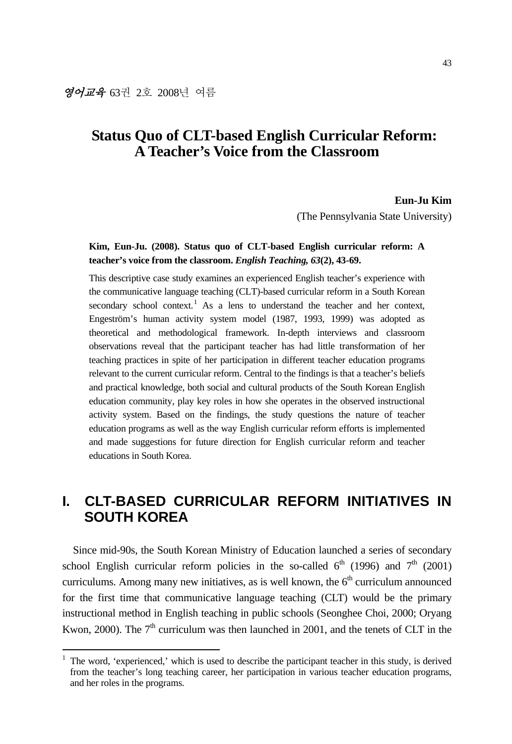# Status Quo of CLT-based English Curricular Reform: A Teacher's Voice from the Classroom

**Eun-Ju Kim**

(The Pennsylvania State University)

**Kim, Eun-Ju. (2008). Status quo of CLT-based English curricular reform: A teacher's voice from the classroom.** ***English Teaching, 63*****(2), 43-69.**

This descriptive case study examines an experienced English teacher's experience with the communicative language teaching (CLT)-based curricular reform in a South Korean secondary school context.[1] As a lens to understand the teacher and her context, Engeström's human activity system model (1987, 1993, 1999) was adopted as theoretical and methodological framework. In-depth interviews and classroom observations reveal that the participant teacher has had little transformation of her teaching practices in spite of her participation in different teacher education programs relevant to the current curricular reform. Central to the findings is that a teacher's beliefs and practical knowledge, both social and cultural products of the South Korean English education community, play key roles in how she operates in the observed instructional activity system. Based on the findings, the study questions the nature of teacher education programs as well as the way English curricular reform efforts is implemented and made suggestions for future direction for English curricular reform and teacher educations in South Korea.

## I. CLT-BASED CURRICULAR REFORM INITIATIVES IN SOUTH KOREA

Since mid-90s, the South Korean Ministry of Education launched a series of secondary school English curricular reform policies in the so-called 6th (1996) and 7th (2001) curriculums. Among many new initiatives, as is well known, the 6th curriculum announced for the first time that communicative language teaching (CLT) would be the primary instructional method in English teaching in public schools (Seonghee Choi, 2000; Oryang Kwon, 2000). The 7th curriculum was then launched in 2001, and the tenets of CLT in the

[1] The word, 'experienced,' which is used to describe the participant teacher in this study, is derived from the teacher's long teaching career, her participation in various teacher education programs, and her roles in the programs.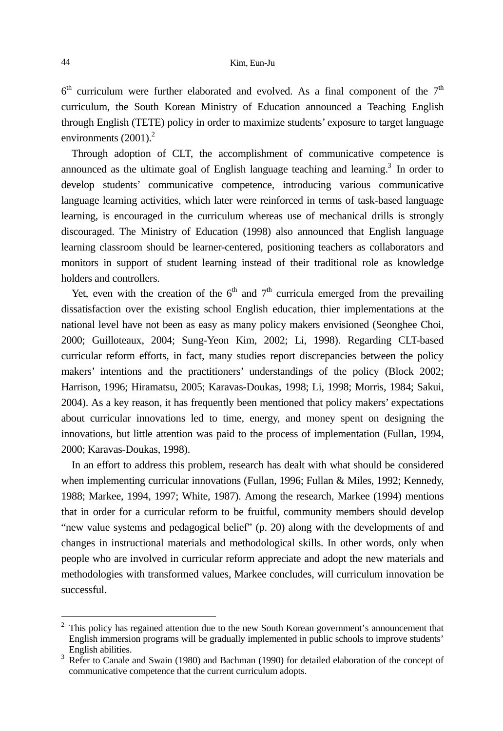6th curriculum were further elaborated and evolved. As a final component of the 7th curriculum, the South Korean Ministry of Education announced a Teaching English through English (TETE) policy in order to maximize students' exposure to target language environments (2001).[2]

Through adoption of CLT, the accomplishment of communicative competence is announced as the ultimate goal of English language teaching and learning.[3] In order to develop students' communicative competence, introducing various communicative language learning activities, which later were reinforced in terms of task-based language learning, is encouraged in the curriculum whereas use of mechanical drills is strongly discouraged. The Ministry of Education (1998) also announced that English language learning classroom should be learner-centered, positioning teachers as collaborators and monitors in support of student learning instead of their traditional role as knowledge holders and controllers.

Yet, even with the creation of the 6th and 7th curricula emerged from the prevailing dissatisfaction over the existing school English education, thier implementations at the national level have not been as easy as many policy makers envisioned (Seonghee Choi, 2000; Guilloteaux, 2004; Sung-Yeon Kim, 2002; Li, 1998). Regarding CLT-based curricular reform efforts, in fact, many studies report discrepancies between the policy makers' intentions and the practitioners' understandings of the policy (Block 2002; Harrison, 1996; Hiramatsu, 2005; Karavas-Doukas, 1998; Li, 1998; Morris, 1984; Sakui, 2004). As a key reason, it has frequently been mentioned that policy makers' expectations about curricular innovations led to time, energy, and money spent on designing the innovations, but little attention was paid to the process of implementation (Fullan, 1994, 2000; Karavas-Doukas, 1998).

In an effort to address this problem, research has dealt with what should be considered when implementing curricular innovations (Fullan, 1996; Fullan & Miles, 1992; Kennedy, 1988; Markee, 1994, 1997; White, 1987). Among the research, Markee (1994) mentions that in order for a curricular reform to be fruitful, community members should develop "new value systems and pedagogical belief" (p. 20) along with the developments of and changes in instructional materials and methodological skills. In other words, only when people who are involved in curricular reform appreciate and adopt the new materials and methodologies with transformed values, Markee concludes, will curriculum innovation be successful.

---

[2] This policy has regained attention due to the new South Korean government's announcement that English immersion programs will be gradually implemented in public schools to improve students' English abilities.

[3] Refer to Canale and Swain (1980) and Bachman (1990) for detailed elaboration of the concept of communicative competence that the current curriculum adopts.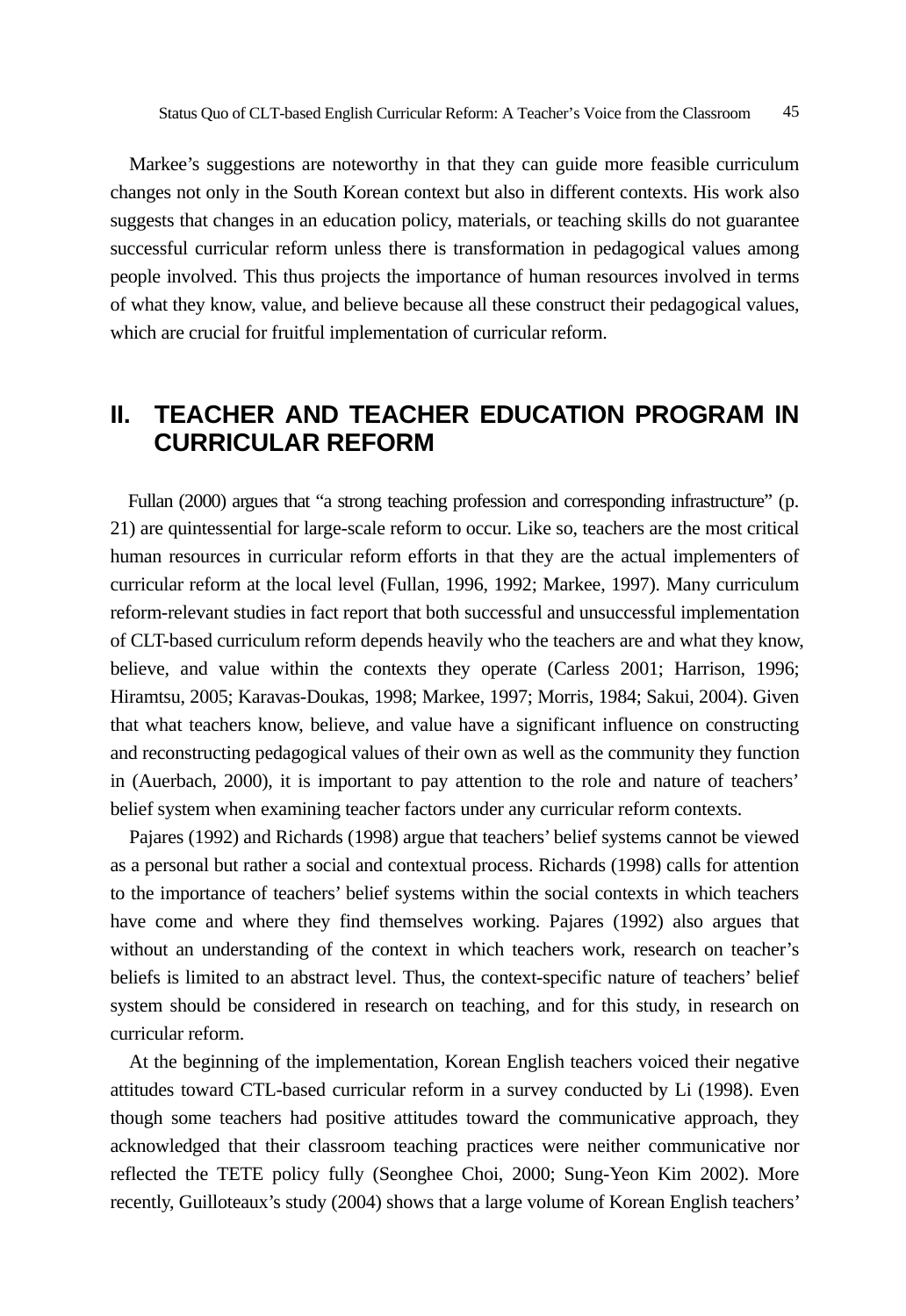Markee's suggestions are noteworthy in that they can guide more feasible curriculum changes not only in the South Korean context but also in different contexts. His work also suggests that changes in an education policy, materials, or teaching skills do not guarantee successful curricular reform unless there is transformation in pedagogical values among people involved. This thus projects the importance of human resources involved in terms of what they know, value, and believe because all these construct their pedagogical values, which are crucial for fruitful implementation of curricular reform.

## II. TEACHER AND TEACHER EDUCATION PROGRAM IN CURRICULAR REFORM

Fullan (2000) argues that "a strong teaching profession and corresponding infrastructure" (p. 21) are quintessential for large-scale reform to occur. Like so, teachers are the most critical human resources in curricular reform efforts in that they are the actual implementers of curricular reform at the local level (Fullan, 1996, 1992; Markee, 1997). Many curriculum reform-relevant studies in fact report that both successful and unsuccessful implementation of CLT-based curriculum reform depends heavily who the teachers are and what they know, believe, and value within the contexts they operate (Carless 2001; Harrison, 1996; Hiramtsu, 2005; Karavas-Doukas, 1998; Markee, 1997; Morris, 1984; Sakui, 2004). Given that what teachers know, believe, and value have a significant influence on constructing and reconstructing pedagogical values of their own as well as the community they function in (Auerbach, 2000), it is important to pay attention to the role and nature of teachers' belief system when examining teacher factors under any curricular reform contexts.

Pajares (1992) and Richards (1998) argue that teachers' belief systems cannot be viewed as a personal but rather a social and contextual process. Richards (1998) calls for attention to the importance of teachers' belief systems within the social contexts in which teachers have come and where they find themselves working. Pajares (1992) also argues that without an understanding of the context in which teachers work, research on teacher's beliefs is limited to an abstract level. Thus, the context-specific nature of teachers' belief system should be considered in research on teaching, and for this study, in research on curricular reform.

At the beginning of the implementation, Korean English teachers voiced their negative attitudes toward CTL-based curricular reform in a survey conducted by Li (1998). Even though some teachers had positive attitudes toward the communicative approach, they acknowledged that their classroom teaching practices were neither communicative nor reflected the TETE policy fully (Seonghee Choi, 2000; Sung-Yeon Kim 2002). More recently, Guilloteaux's study (2004) shows that a large volume of Korean English teachers'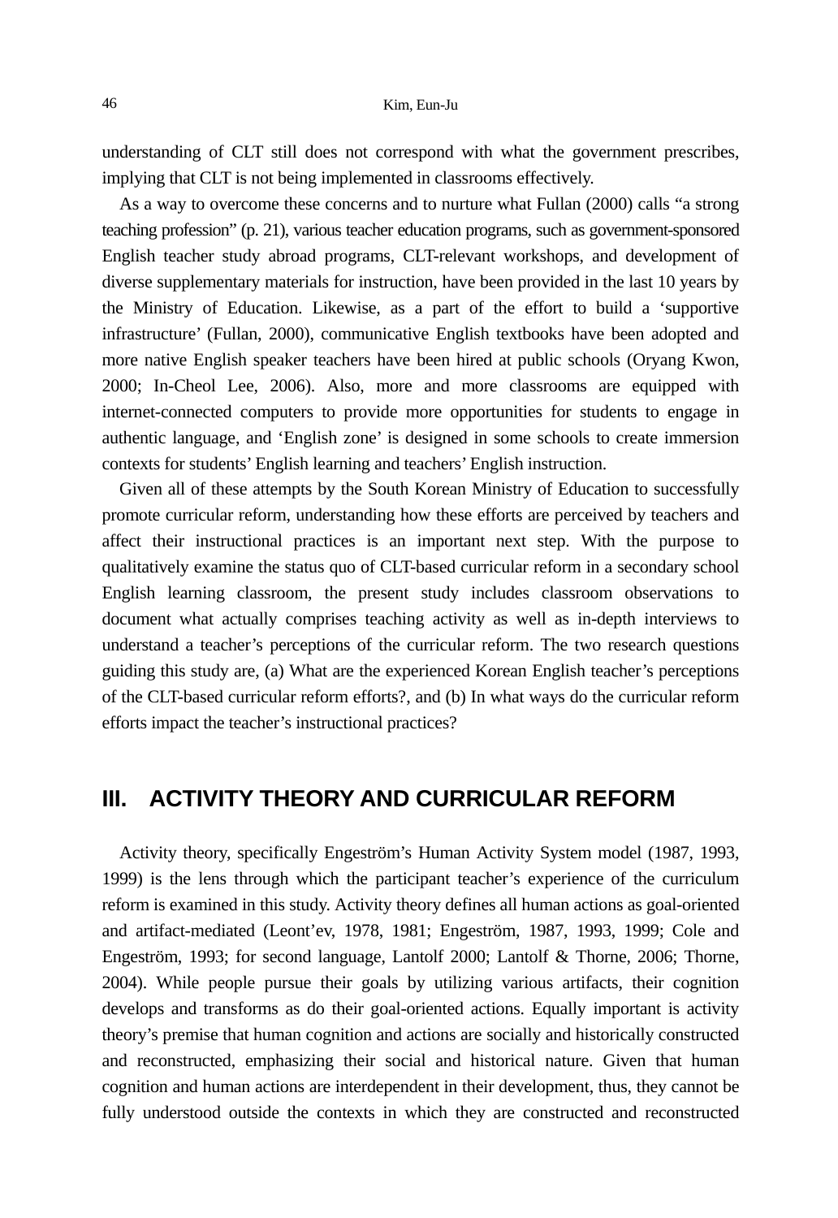understanding of CLT still does not correspond with what the government prescribes, implying that CLT is not being implemented in classrooms effectively.

As a way to overcome these concerns and to nurture what Fullan (2000) calls “a strong teaching profession” (p. 21), various teacher education programs, such as government-sponsored English teacher study abroad programs, CLT-relevant workshops, and development of diverse supplementary materials for instruction, have been provided in the last 10 years by the Ministry of Education. Likewise, as a part of the effort to build a ‘supportive infrastructure’ (Fullan, 2000), communicative English textbooks have been adopted and more native English speaker teachers have been hired at public schools (Oryang Kwon, 2000; In-Cheol Lee, 2006). Also, more and more classrooms are equipped with internet-connected computers to provide more opportunities for students to engage in authentic language, and ‘English zone’ is designed in some schools to create immersion contexts for students’ English learning and teachers’ English instruction.

Given all of these attempts by the South Korean Ministry of Education to successfully promote curricular reform, understanding how these efforts are perceived by teachers and affect their instructional practices is an important next step. With the purpose to qualitatively examine the status quo of CLT-based curricular reform in a secondary school English learning classroom, the present study includes classroom observations to document what actually comprises teaching activity as well as in-depth interviews to understand a teacher’s perceptions of the curricular reform. The two research questions guiding this study are, (a) What are the experienced Korean English teacher’s perceptions of the CLT-based curricular reform efforts?, and (b) In what ways do the curricular reform efforts impact the teacher’s instructional practices?

## III. ACTIVITY THEORY AND CURRICULAR REFORM

Activity theory, specifically Engeström’s Human Activity System model (1987, 1993, 1999) is the lens through which the participant teacher’s experience of the curriculum reform is examined in this study. Activity theory defines all human actions as goal-oriented and artifact-mediated (Leont’ev, 1978, 1981; Engeström, 1987, 1993, 1999; Cole and Engeström, 1993; for second language, Lantolf 2000; Lantolf & Thorne, 2006; Thorne, 2004). While people pursue their goals by utilizing various artifacts, their cognition develops and transforms as do their goal-oriented actions. Equally important is activity theory’s premise that human cognition and actions are socially and historically constructed and reconstructed, emphasizing their social and historical nature. Given that human cognition and human actions are interdependent in their development, thus, they cannot be fully understood outside the contexts in which they are constructed and reconstructed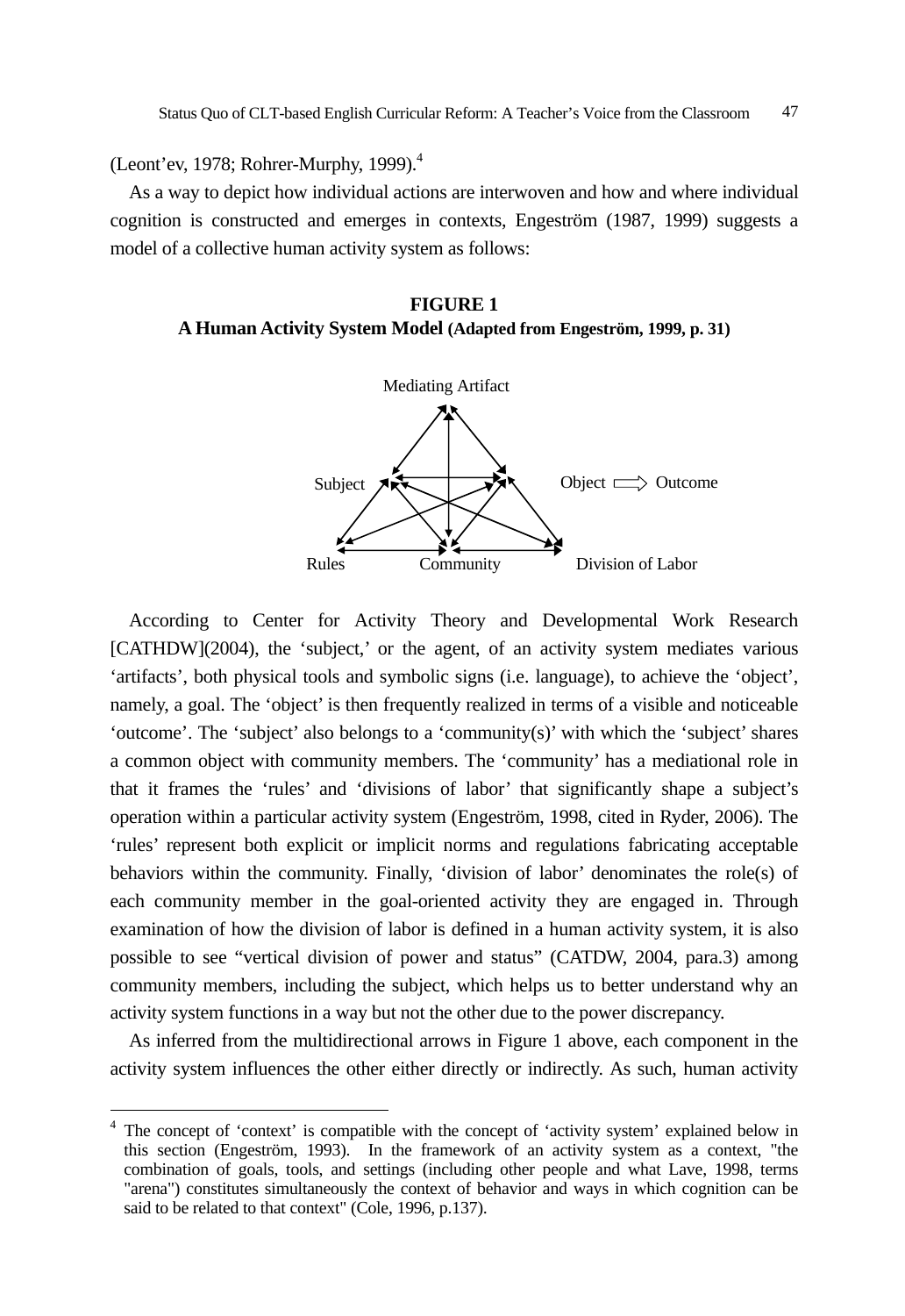(Leont'ev, 1978; Rohrer-Murphy, 1999).[4]

As a way to depict how individual actions are interwoven and how and where individual cognition is constructed and emerges in contexts, Engeström (1987, 1999) suggests a model of a collective human activity system as follows:

**FIGURE 1**

**A Human Activity System Model (Adapted from Engeström, 1999, p. 31)**

Mediating Artifact

Subject

Object ⟹ Outcome

Rules

Community

Division of Labor

According to Center for Activity Theory and Developmental Work Research [CATHDW](2004), the 'subject,' or the agent, of an activity system mediates various 'artifacts', both physical tools and symbolic signs (i.e. language), to achieve the 'object', namely, a goal. The 'object' is then frequently realized in terms of a visible and noticeable 'outcome'. The 'subject' also belongs to a 'community(s)' with which the 'subject' shares a common object with community members. The 'community' has a mediational role in that it frames the 'rules' and 'divisions of labor' that significantly shape a subject's operation within a particular activity system (Engeström, 1998, cited in Ryder, 2006). The 'rules' represent both explicit or implicit norms and regulations fabricating acceptable behaviors within the community. Finally, 'division of labor' denominates the role(s) of each community member in the goal-oriented activity they are engaged in. Through examination of how the division of labor is defined in a human activity system, it is also possible to see "vertical division of power and status" (CATDW, 2004, para.3) among community members, including the subject, which helps us to better understand why an activity system functions in a way but not the other due to the power discrepancy.

As inferred from the multidirectional arrows in Figure 1 above, each component in the activity system influences the other either directly or indirectly. As such, human activity

---

[4] The concept of 'context' is compatible with the concept of 'activity system' explained below in this section (Engeström, 1993). In the framework of an activity system as a context, "the combination of goals, tools, and settings (including other people and what Lave, 1998, terms "arena") constitutes simultaneously the context of behavior and ways in which cognition can be said to be related to that context" (Cole, 1996, p.137).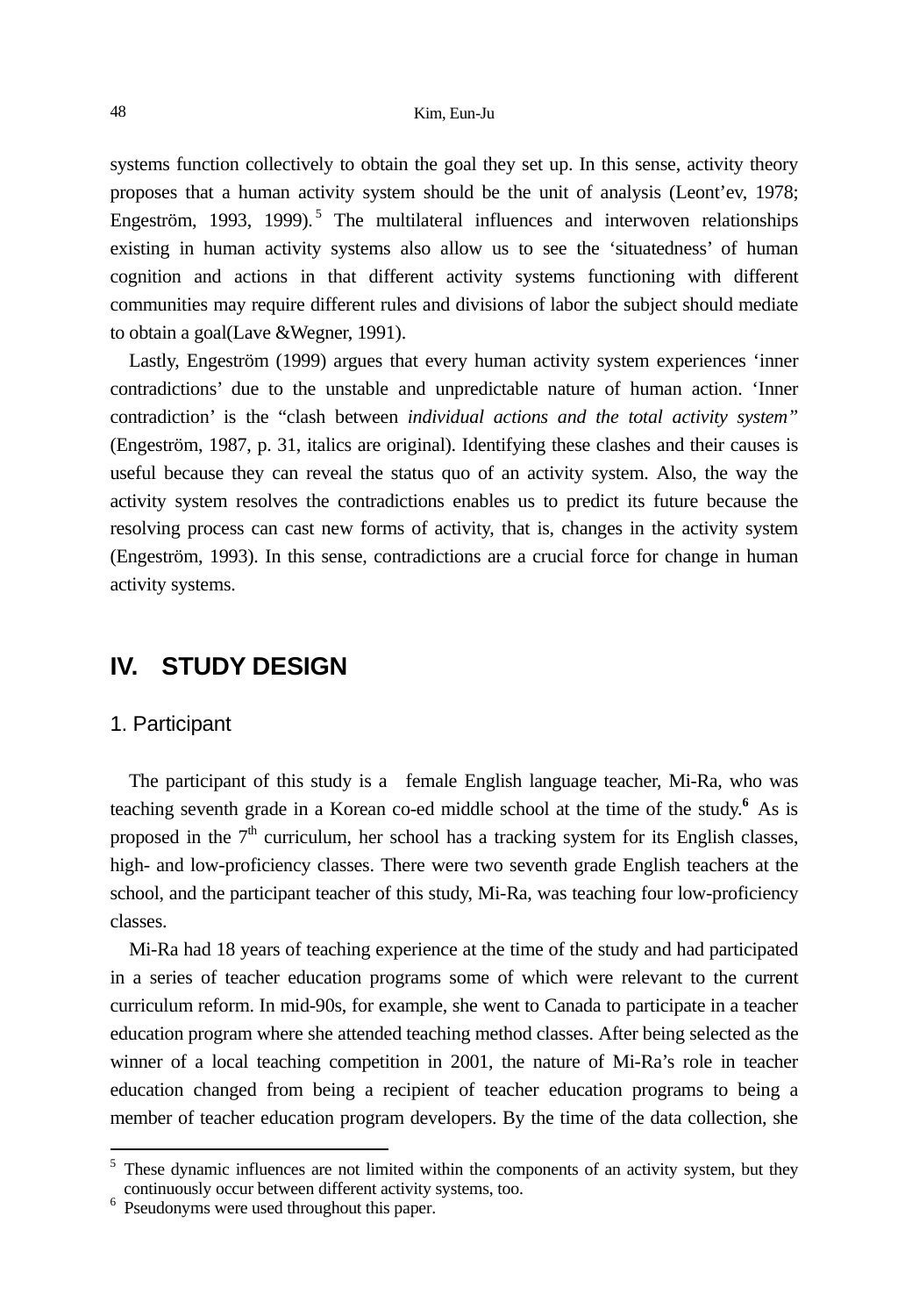systems function collectively to obtain the goal they set up. In this sense, activity theory proposes that a human activity system should be the unit of analysis (Leont'ev, 1978; Engeström, 1993, 1999).[5] The multilateral influences and interwoven relationships existing in human activity systems also allow us to see the 'situatedness' of human cognition and actions in that different activity systems functioning with different communities may require different rules and divisions of labor the subject should mediate to obtain a goal(Lave &Wegner, 1991).

Lastly, Engeström (1999) argues that every human activity system experiences 'inner contradictions' due to the unstable and unpredictable nature of human action. 'Inner contradiction' is the "clash between *individual actions and the total activity system"* (Engeström, 1987, p. 31, italics are original). Identifying these clashes and their causes is useful because they can reveal the status quo of an activity system. Also, the way the activity system resolves the contradictions enables us to predict its future because the resolving process can cast new forms of activity, that is, changes in the activity system (Engeström, 1993). In this sense, contradictions are a crucial force for change in human activity systems.

## IV. STUDY DESIGN

### 1. Participant

The participant of this study is a female English language teacher, Mi-Ra, who was teaching seventh grade in a Korean co-ed middle school at the time of the study.[6] As is proposed in the 7th curriculum, her school has a tracking system for its English classes, high- and low-proficiency classes. There were two seventh grade English teachers at the school, and the participant teacher of this study, Mi-Ra, was teaching four low-proficiency classes.

Mi-Ra had 18 years of teaching experience at the time of the study and had participated in a series of teacher education programs some of which were relevant to the current curriculum reform. In mid-90s, for example, she went to Canada to participate in a teacher education program where she attended teaching method classes. After being selected as the winner of a local teaching competition in 2001, the nature of Mi-Ra's role in teacher education changed from being a recipient of teacher education programs to being a member of teacher education program developers. By the time of the data collection, she

---

[5] These dynamic influences are not limited within the components of an activity system, but they continuously occur between different activity systems, too.

[6] Pseudonyms were used throughout this paper.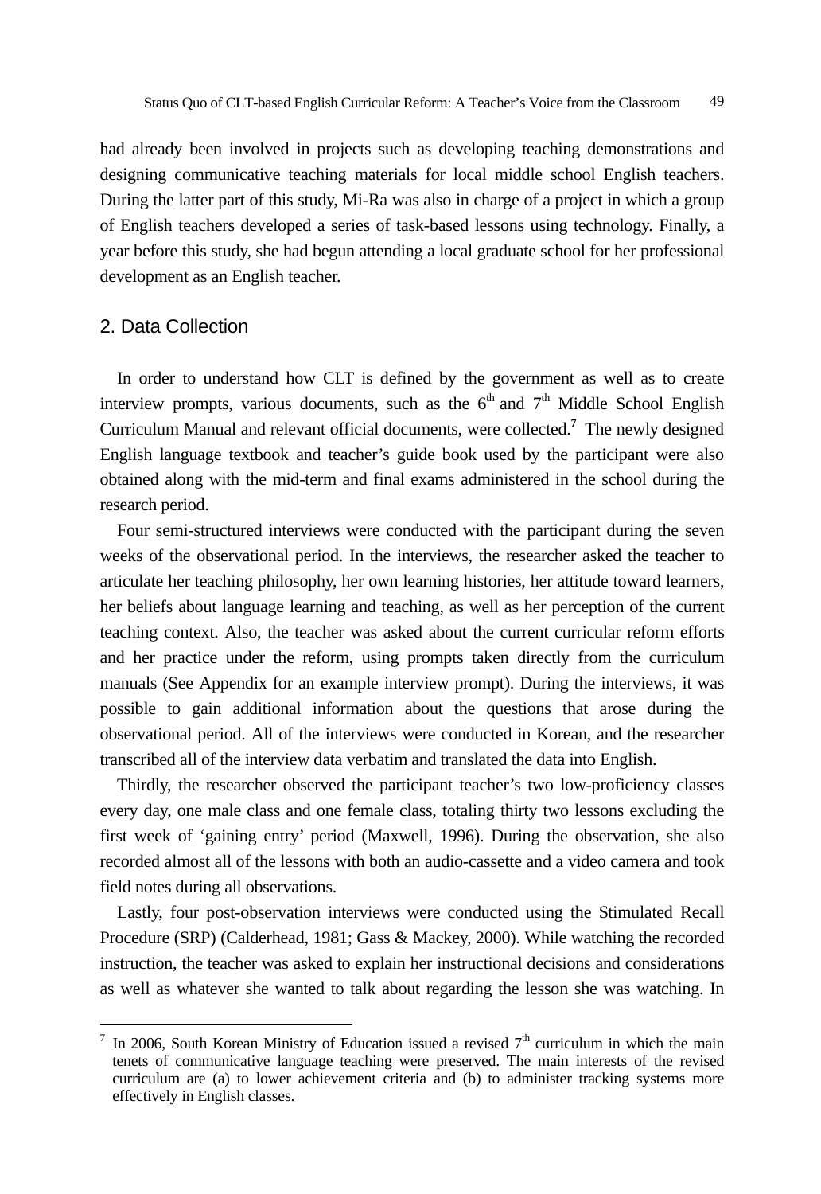had already been involved in projects such as developing teaching demonstrations and designing communicative teaching materials for local middle school English teachers. During the latter part of this study, Mi-Ra was also in charge of a project in which a group of English teachers developed a series of task-based lessons using technology. Finally, a year before this study, she had begun attending a local graduate school for her professional development as an English teacher.

## 2. Data Collection

In order to understand how CLT is defined by the government as well as to create interview prompts, various documents, such as the 6th and 7th Middle School English Curriculum Manual and relevant official documents, were collected.[7] The newly designed English language textbook and teacher's guide book used by the participant were also obtained along with the mid-term and final exams administered in the school during the research period.

Four semi-structured interviews were conducted with the participant during the seven weeks of the observational period. In the interviews, the researcher asked the teacher to articulate her teaching philosophy, her own learning histories, her attitude toward learners, her beliefs about language learning and teaching, as well as her perception of the current teaching context. Also, the teacher was asked about the current curricular reform efforts and her practice under the reform, using prompts taken directly from the curriculum manuals (See Appendix for an example interview prompt). During the interviews, it was possible to gain additional information about the questions that arose during the observational period. All of the interviews were conducted in Korean, and the researcher transcribed all of the interview data verbatim and translated the data into English.

Thirdly, the researcher observed the participant teacher's two low-proficiency classes every day, one male class and one female class, totaling thirty two lessons excluding the first week of 'gaining entry' period (Maxwell, 1996). During the observation, she also recorded almost all of the lessons with both an audio-cassette and a video camera and took field notes during all observations.

Lastly, four post-observation interviews were conducted using the Stimulated Recall Procedure (SRP) (Calderhead, 1981; Gass & Mackey, 2000). While watching the recorded instruction, the teacher was asked to explain her instructional decisions and considerations as well as whatever she wanted to talk about regarding the lesson she was watching. In

---

[7] In 2006, South Korean Ministry of Education issued a revised 7th curriculum in which the main tenets of communicative language teaching were preserved. The main interests of the revised curriculum are (a) to lower achievement criteria and (b) to administer tracking systems more effectively in English classes.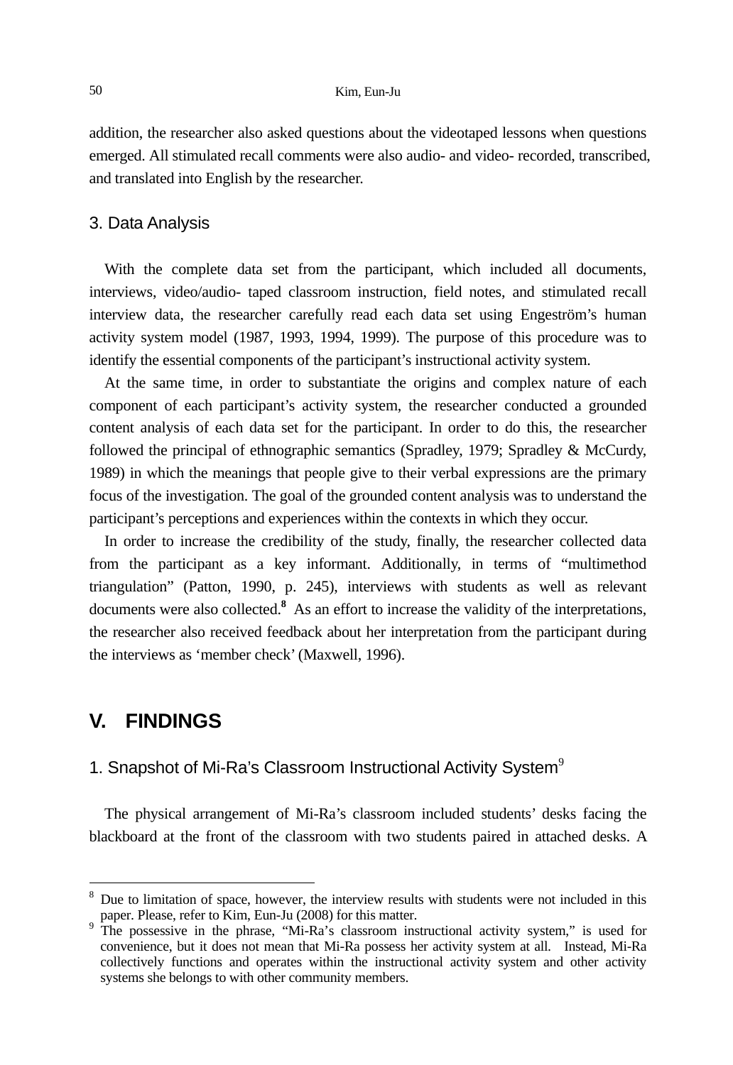addition, the researcher also asked questions about the videotaped lessons when questions emerged. All stimulated recall comments were also audio- and video- recorded, transcribed, and translated into English by the researcher.

### 3. Data Analysis

With the complete data set from the participant, which included all documents, interviews, video/audio- taped classroom instruction, field notes, and stimulated recall interview data, the researcher carefully read each data set using Engeström's human activity system model (1987, 1993, 1994, 1999). The purpose of this procedure was to identify the essential components of the participant's instructional activity system.

At the same time, in order to substantiate the origins and complex nature of each component of each participant's activity system, the researcher conducted a grounded content analysis of each data set for the participant. In order to do this, the researcher followed the principal of ethnographic semantics (Spradley, 1979; Spradley & McCurdy, 1989) in which the meanings that people give to their verbal expressions are the primary focus of the investigation. The goal of the grounded content analysis was to understand the participant's perceptions and experiences within the contexts in which they occur.

In order to increase the credibility of the study, finally, the researcher collected data from the participant as a key informant. Additionally, in terms of "multimethod triangulation" (Patton, 1990, p. 245), interviews with students as well as relevant documents were also collected.[8] As an effort to increase the validity of the interpretations, the researcher also received feedback about her interpretation from the participant during the interviews as 'member check' (Maxwell, 1996).

## V. FINDINGS

### 1. Snapshot of Mi-Ra's Classroom Instructional Activity System[9]

The physical arrangement of Mi-Ra's classroom included students' desks facing the blackboard at the front of the classroom with two students paired in attached desks. A

---

[8] Due to limitation of space, however, the interview results with students were not included in this paper. Please, refer to Kim, Eun-Ju (2008) for this matter.

[9] The possessive in the phrase, "Mi-Ra's classroom instructional activity system," is used for convenience, but it does not mean that Mi-Ra possess her activity system at all. Instead, Mi-Ra collectively functions and operates within the instructional activity system and other activity systems she belongs to with other community members.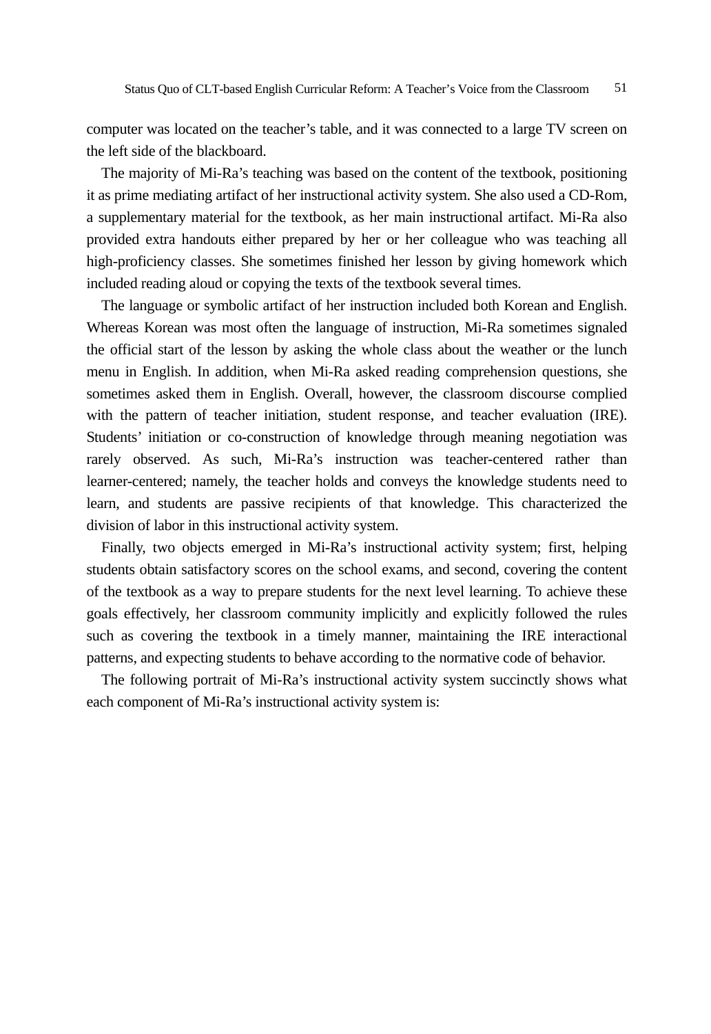computer was located on the teacher's table, and it was connected to a large TV screen on the left side of the blackboard.

The majority of Mi-Ra's teaching was based on the content of the textbook, positioning it as prime mediating artifact of her instructional activity system. She also used a CD-Rom, a supplementary material for the textbook, as her main instructional artifact. Mi-Ra also provided extra handouts either prepared by her or her colleague who was teaching all high-proficiency classes. She sometimes finished her lesson by giving homework which included reading aloud or copying the texts of the textbook several times.

The language or symbolic artifact of her instruction included both Korean and English. Whereas Korean was most often the language of instruction, Mi-Ra sometimes signaled the official start of the lesson by asking the whole class about the weather or the lunch menu in English. In addition, when Mi-Ra asked reading comprehension questions, she sometimes asked them in English. Overall, however, the classroom discourse complied with the pattern of teacher initiation, student response, and teacher evaluation (IRE). Students' initiation or co-construction of knowledge through meaning negotiation was rarely observed. As such, Mi-Ra's instruction was teacher-centered rather than learner-centered; namely, the teacher holds and conveys the knowledge students need to learn, and students are passive recipients of that knowledge. This characterized the division of labor in this instructional activity system.

Finally, two objects emerged in Mi-Ra's instructional activity system; first, helping students obtain satisfactory scores on the school exams, and second, covering the content of the textbook as a way to prepare students for the next level learning. To achieve these goals effectively, her classroom community implicitly and explicitly followed the rules such as covering the textbook in a timely manner, maintaining the IRE interactional patterns, and expecting students to behave according to the normative code of behavior.

The following portrait of Mi-Ra's instructional activity system succinctly shows what each component of Mi-Ra's instructional activity system is: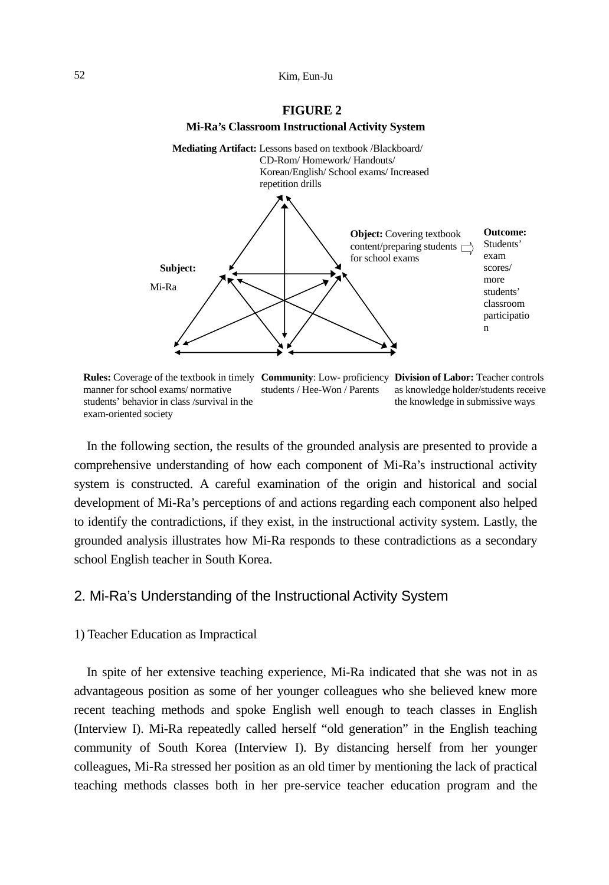**FIGURE 2**

**Mi-Ra's Classroom Instructional Activity System**

**Mediating Artifact:** Lessons based on textbook /Blackboard/ CD-Rom/ Homework/ Handouts/ Korean/English/ School exams/ Increased repetition drills

**Subject:** Mi-Ra

**Object:** Covering textbook content/preparing students for school exams

**Outcome:** Students' exam scores/ more students' classroom participation

**Rules:** Coverage of the textbook in timely manner for school exams/ normative students' behavior in class /survival in the exam-oriented society

**Community**: Low- proficiency students / Hee-Won / Parents

**Division of Labor:** Teacher controls as knowledge holder/students receive the knowledge in submissive ways

In the following section, the results of the grounded analysis are presented to provide a comprehensive understanding of how each component of Mi-Ra's instructional activity system is constructed. A careful examination of the origin and historical and social development of Mi-Ra's perceptions of and actions regarding each component also helped to identify the contradictions, if they exist, in the instructional activity system. Lastly, the grounded analysis illustrates how Mi-Ra responds to these contradictions as a secondary school English teacher in South Korea.

## 2. Mi-Ra's Understanding of the Instructional Activity System

### 1) Teacher Education as Impractical

In spite of her extensive teaching experience, Mi-Ra indicated that she was not in as advantageous position as some of her younger colleagues who she believed knew more recent teaching methods and spoke English well enough to teach classes in English (Interview I). Mi-Ra repeatedly called herself "old generation" in the English teaching community of South Korea (Interview I). By distancing herself from her younger colleagues, Mi-Ra stressed her position as an old timer by mentioning the lack of practical teaching methods classes both in her pre-service teacher education program and the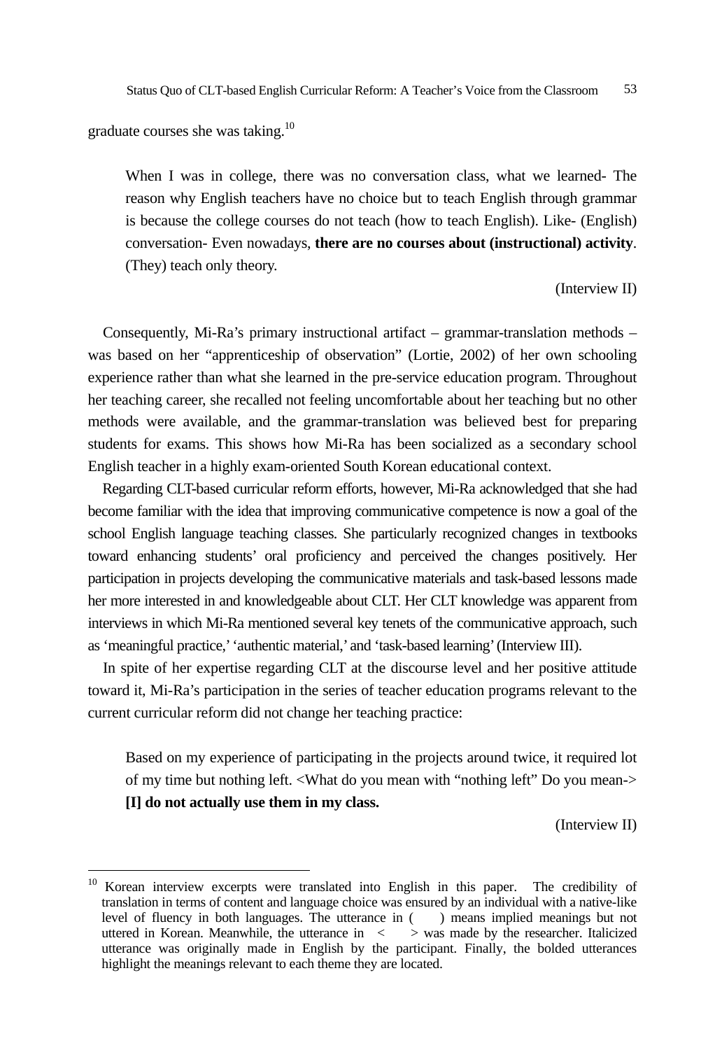graduate courses she was taking.[10]

> When I was in college, there was no conversation class, what we learned- The reason why English teachers have no choice but to teach English through grammar is because the college courses do not teach (how to teach English). Like- (English) conversation- Even nowadays, **there are no courses about (instructional) activity**. (They) teach only theory.
>
> (Interview II)

Consequently, Mi-Ra's primary instructional artifact – grammar-translation methods – was based on her "apprenticeship of observation" (Lortie, 2002) of her own schooling experience rather than what she learned in the pre-service education program. Throughout her teaching career, she recalled not feeling uncomfortable about her teaching but no other methods were available, and the grammar-translation was believed best for preparing students for exams. This shows how Mi-Ra has been socialized as a secondary school English teacher in a highly exam-oriented South Korean educational context.

Regarding CLT-based curricular reform efforts, however, Mi-Ra acknowledged that she had become familiar with the idea that improving communicative competence is now a goal of the school English language teaching classes. She particularly recognized changes in textbooks toward enhancing students' oral proficiency and perceived the changes positively. Her participation in projects developing the communicative materials and task-based lessons made her more interested in and knowledgeable about CLT. Her CLT knowledge was apparent from interviews in which Mi-Ra mentioned several key tenets of the communicative approach, such as 'meaningful practice,' 'authentic material,' and 'task-based learning' (Interview III).

In spite of her expertise regarding CLT at the discourse level and her positive attitude toward it, Mi-Ra's participation in the series of teacher education programs relevant to the current curricular reform did not change her teaching practice:

> Based on my experience of participating in the projects around twice, it required lot of my time but nothing left. <What do you mean with "nothing left" Do you mean-> **[I] do not actually use them in my class.**
>
> (Interview II)

---

[10] Korean interview excerpts were translated into English in this paper. The credibility of translation in terms of content and language choice was ensured by an individual with a native-like level of fluency in both languages. The utterance in ( ) means implied meanings but not uttered in Korean. Meanwhile, the utterance in < > was made by the researcher. Italicized utterance was originally made in English by the participant. Finally, the bolded utterances highlight the meanings relevant to each theme they are located.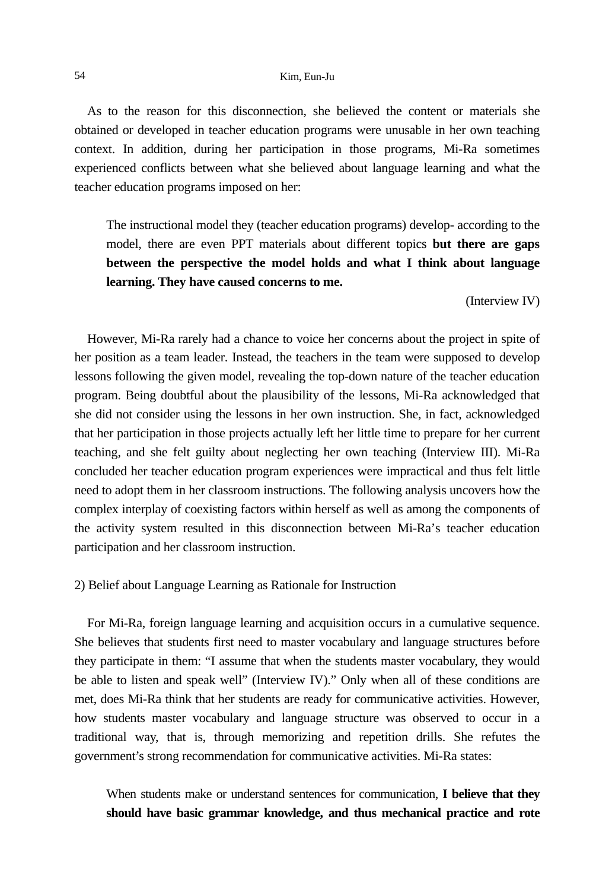As to the reason for this disconnection, she believed the content or materials she obtained or developed in teacher education programs were unusable in her own teaching context. In addition, during her participation in those programs, Mi-Ra sometimes experienced conflicts between what she believed about language learning and what the teacher education programs imposed on her:

> The instructional model they (teacher education programs) develop- according to the model, there are even PPT materials about different topics **but there are gaps between the perspective the model holds and what I think about language learning. They have caused concerns to me.**
>
> (Interview IV)

However, Mi-Ra rarely had a chance to voice her concerns about the project in spite of her position as a team leader. Instead, the teachers in the team were supposed to develop lessons following the given model, revealing the top-down nature of the teacher education program. Being doubtful about the plausibility of the lessons, Mi-Ra acknowledged that she did not consider using the lessons in her own instruction. She, in fact, acknowledged that her participation in those projects actually left her little time to prepare for her current teaching, and she felt guilty about neglecting her own teaching (Interview III). Mi-Ra concluded her teacher education program experiences were impractical and thus felt little need to adopt them in her classroom instructions. The following analysis uncovers how the complex interplay of coexisting factors within herself as well as among the components of the activity system resulted in this disconnection between Mi-Ra's teacher education participation and her classroom instruction.

### 2) Belief about Language Learning as Rationale for Instruction

For Mi-Ra, foreign language learning and acquisition occurs in a cumulative sequence. She believes that students first need to master vocabulary and language structures before they participate in them: "I assume that when the students master vocabulary, they would be able to listen and speak well" (Interview IV)." Only when all of these conditions are met, does Mi-Ra think that her students are ready for communicative activities. However, how students master vocabulary and language structure was observed to occur in a traditional way, that is, through memorizing and repetition drills. She refutes the government's strong recommendation for communicative activities. Mi-Ra states:

> When students make or understand sentences for communication, **I believe that they should have basic grammar knowledge, and thus mechanical practice and rote**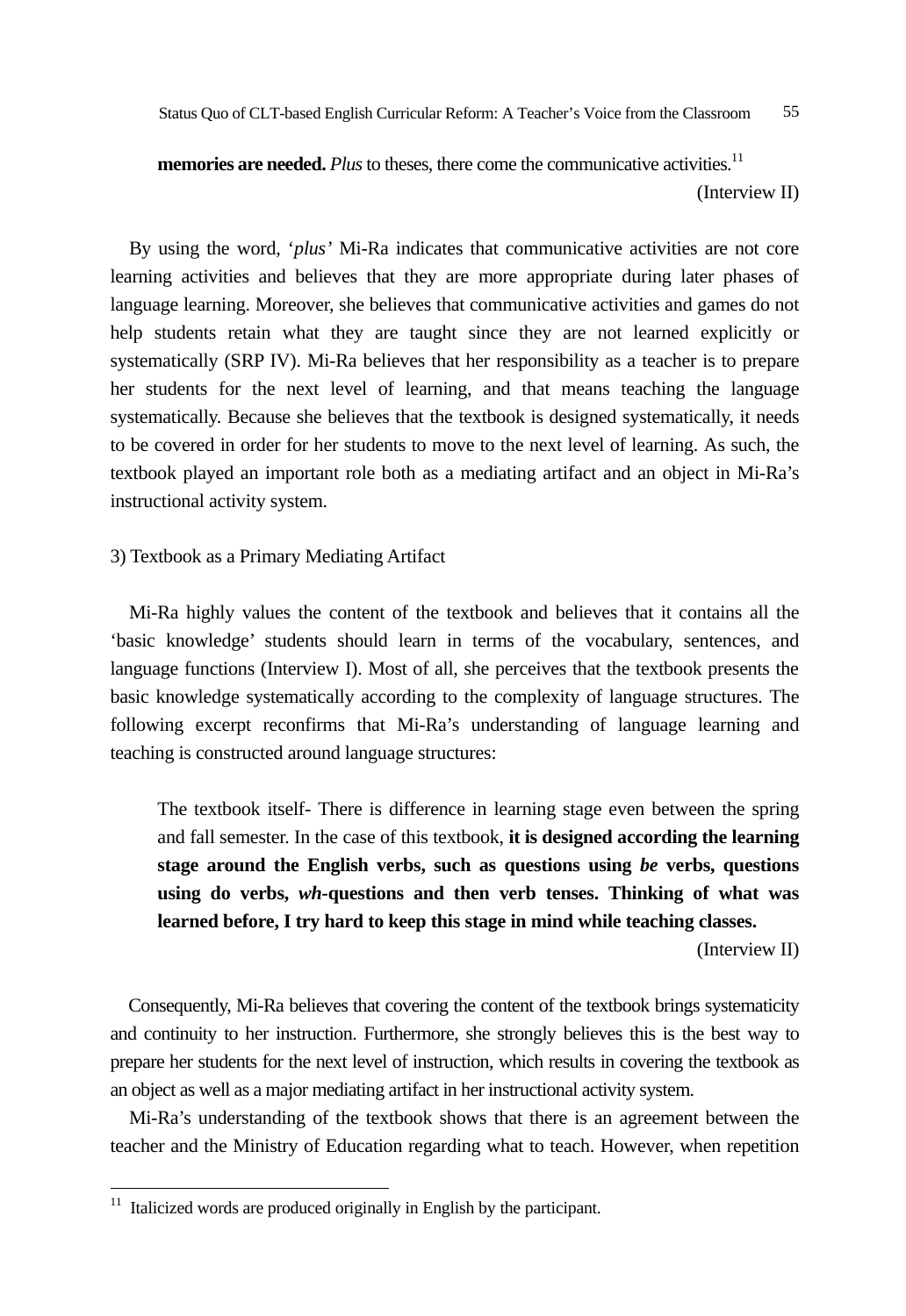**memories are needed.** *Plus* to theses, there come the communicative activities.[11]

(Interview II)

By using the word, '*plus'* Mi-Ra indicates that communicative activities are not core learning activities and believes that they are more appropriate during later phases of language learning. Moreover, she believes that communicative activities and games do not help students retain what they are taught since they are not learned explicitly or systematically (SRP IV). Mi-Ra believes that her responsibility as a teacher is to prepare her students for the next level of learning, and that means teaching the language systematically. Because she believes that the textbook is designed systematically, it needs to be covered in order for her students to move to the next level of learning. As such, the textbook played an important role both as a mediating artifact and an object in Mi-Ra's instructional activity system.

3) Textbook as a Primary Mediating Artifact

Mi-Ra highly values the content of the textbook and believes that it contains all the 'basic knowledge' students should learn in terms of the vocabulary, sentences, and language functions (Interview I). Most of all, she perceives that the textbook presents the basic knowledge systematically according to the complexity of language structures. The following excerpt reconfirms that Mi-Ra's understanding of language learning and teaching is constructed around language structures:

> The textbook itself- There is difference in learning stage even between the spring and fall semester. In the case of this textbook, **it is designed according the learning stage around the English verbs, such as questions using *be* verbs, questions using do verbs, *wh*-questions and then verb tenses. Thinking of what was learned before, I try hard to keep this stage in mind while teaching classes.**
>
> (Interview II)

Consequently, Mi-Ra believes that covering the content of the textbook brings systematicity and continuity to her instruction. Furthermore, she strongly believes this is the best way to prepare her students for the next level of instruction, which results in covering the textbook as an object as well as a major mediating artifact in her instructional activity system.

Mi-Ra's understanding of the textbook shows that there is an agreement between the teacher and the Ministry of Education regarding what to teach. However, when repetition

---

[11] Italicized words are produced originally in English by the participant.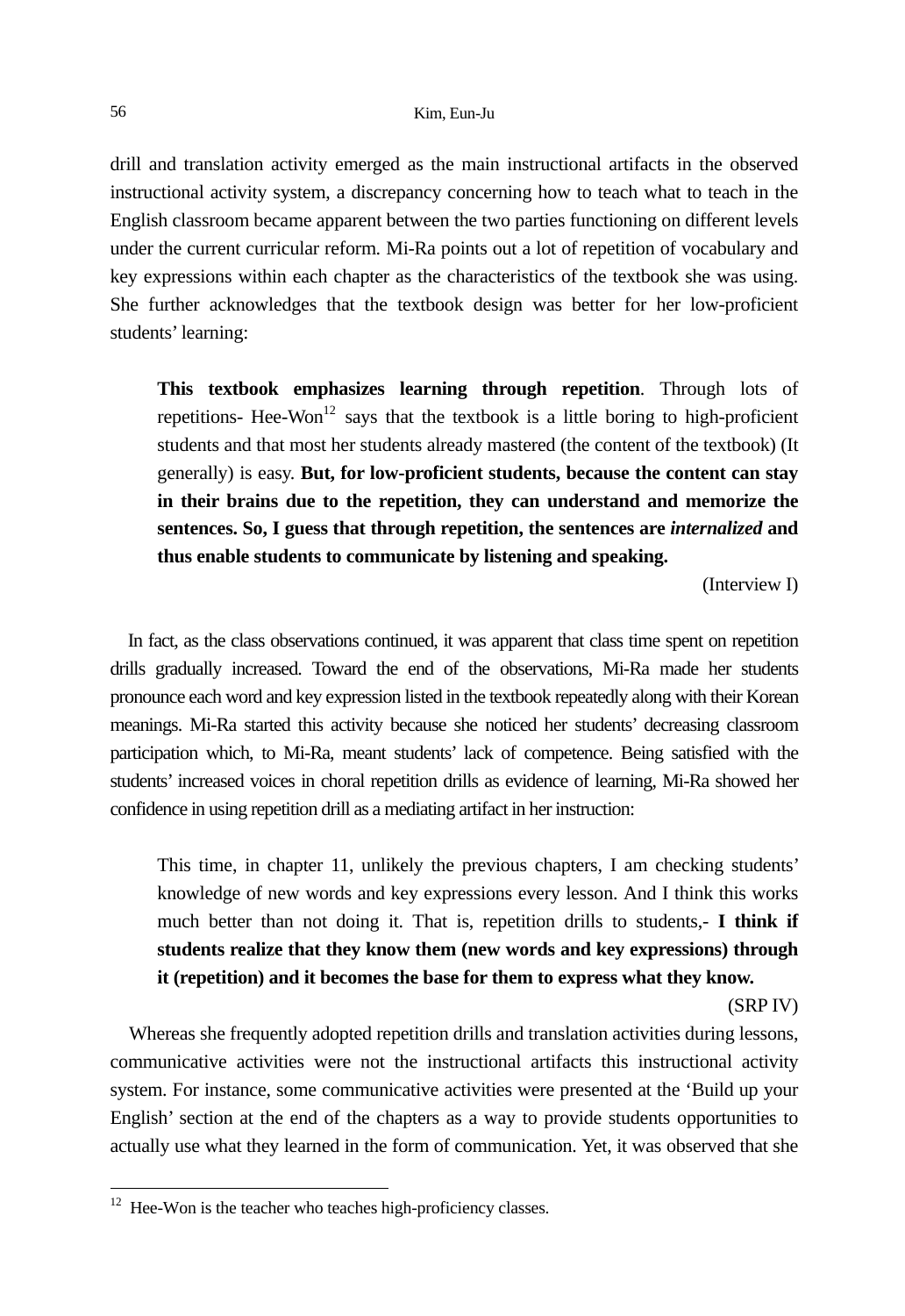drill and translation activity emerged as the main instructional artifacts in the observed instructional activity system, a discrepancy concerning how to teach what to teach in the English classroom became apparent between the two parties functioning on different levels under the current curricular reform. Mi-Ra points out a lot of repetition of vocabulary and key expressions within each chapter as the characteristics of the textbook she was using. She further acknowledges that the textbook design was better for her low-proficient students' learning:

> **This textbook emphasizes learning through repetition**. Through lots of repetitions- Hee-Won[12] says that the textbook is a little boring to high-proficient students and that most her students already mastered (the content of the textbook) (It generally) is easy. **But, for low-proficient students, because the content can stay in their brains due to the repetition, they can understand and memorize the sentences. So, I guess that through repetition, the sentences are *internalized* and thus enable students to communicate by listening and speaking.**
>
> (Interview I)

In fact, as the class observations continued, it was apparent that class time spent on repetition drills gradually increased. Toward the end of the observations, Mi-Ra made her students pronounce each word and key expression listed in the textbook repeatedly along with their Korean meanings. Mi-Ra started this activity because she noticed her students' decreasing classroom participation which, to Mi-Ra, meant students' lack of competence. Being satisfied with the students' increased voices in choral repetition drills as evidence of learning, Mi-Ra showed her confidence in using repetition drill as a mediating artifact in her instruction:

> This time, in chapter 11, unlikely the previous chapters, I am checking students' knowledge of new words and key expressions every lesson. And I think this works much better than not doing it. That is, repetition drills to students,- **I think if students realize that they know them (new words and key expressions) through it (repetition) and it becomes the base for them to express what they know.**
>
> (SRP IV)

Whereas she frequently adopted repetition drills and translation activities during lessons, communicative activities were not the instructional artifacts this instructional activity system. For instance, some communicative activities were presented at the 'Build up your English' section at the end of the chapters as a way to provide students opportunities to actually use what they learned in the form of communication. Yet, it was observed that she

---

[12] Hee-Won is the teacher who teaches high-proficiency classes.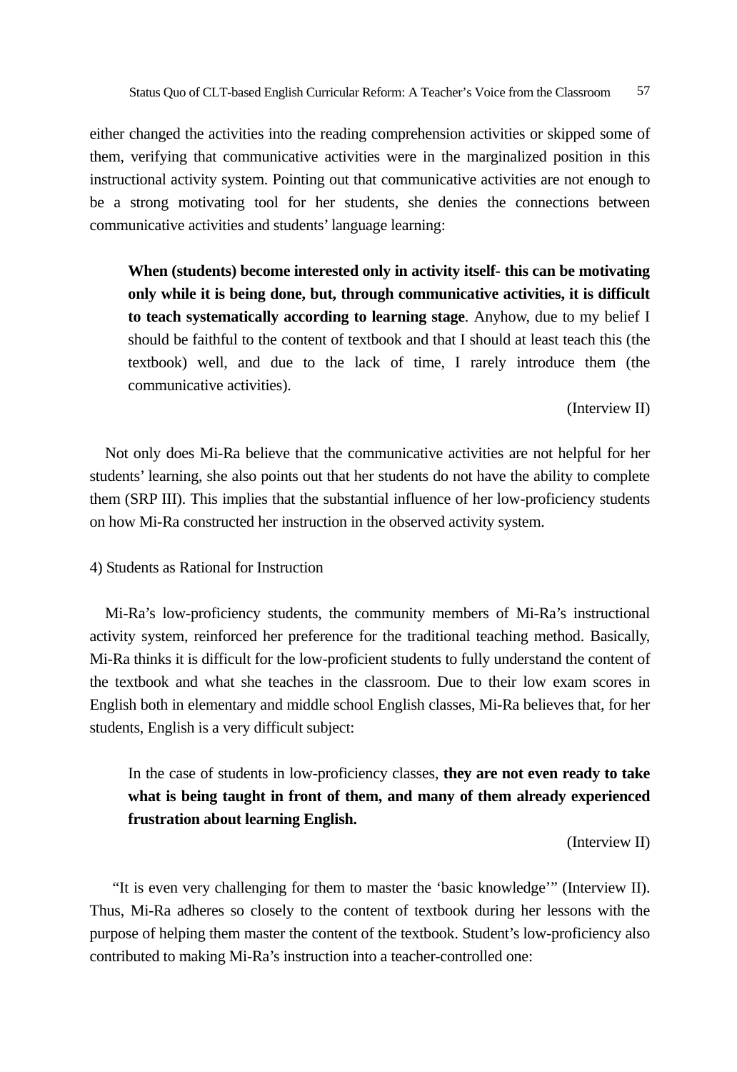either changed the activities into the reading comprehension activities or skipped some of them, verifying that communicative activities were in the marginalized position in this instructional activity system. Pointing out that communicative activities are not enough to be a strong motivating tool for her students, she denies the connections between communicative activities and students' language learning:

> **When (students) become interested only in activity itself- this can be motivating only while it is being done, but, through communicative activities, it is difficult to teach systematically according to learning stage**. Anyhow, due to my belief I should be faithful to the content of textbook and that I should at least teach this (the textbook) well, and due to the lack of time, I rarely introduce them (the communicative activities).
>
> (Interview II)

Not only does Mi-Ra believe that the communicative activities are not helpful for her students' learning, she also points out that her students do not have the ability to complete them (SRP III). This implies that the substantial influence of her low-proficiency students on how Mi-Ra constructed her instruction in the observed activity system.

4) Students as Rational for Instruction

Mi-Ra's low-proficiency students, the community members of Mi-Ra's instructional activity system, reinforced her preference for the traditional teaching method. Basically, Mi-Ra thinks it is difficult for the low-proficient students to fully understand the content of the textbook and what she teaches in the classroom. Due to their low exam scores in English both in elementary and middle school English classes, Mi-Ra believes that, for her students, English is a very difficult subject:

> In the case of students in low-proficiency classes, **they are not even ready to take what is being taught in front of them, and many of them already experienced frustration about learning English.**
>
> (Interview II)

"It is even very challenging for them to master the 'basic knowledge'" (Interview II). Thus, Mi-Ra adheres so closely to the content of textbook during her lessons with the purpose of helping them master the content of the textbook. Student's low-proficiency also contributed to making Mi-Ra's instruction into a teacher-controlled one: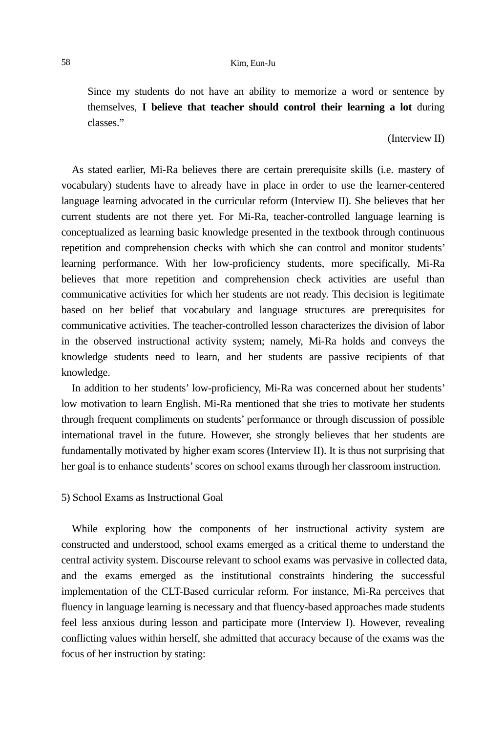> Since my students do not have an ability to memorize a word or sentence by themselves, **I believe that teacher should control their learning a lot** during classes."
>
> (Interview II)

As stated earlier, Mi-Ra believes there are certain prerequisite skills (i.e. mastery of vocabulary) students have to already have in place in order to use the learner-centered language learning advocated in the curricular reform (Interview II). She believes that her current students are not there yet. For Mi-Ra, teacher-controlled language learning is conceptualized as learning basic knowledge presented in the textbook through continuous repetition and comprehension checks with which she can control and monitor students' learning performance. With her low-proficiency students, more specifically, Mi-Ra believes that more repetition and comprehension check activities are useful than communicative activities for which her students are not ready. This decision is legitimate based on her belief that vocabulary and language structures are prerequisites for communicative activities. The teacher-controlled lesson characterizes the division of labor in the observed instructional activity system; namely, Mi-Ra holds and conveys the knowledge students need to learn, and her students are passive recipients of that knowledge.

In addition to her students' low-proficiency, Mi-Ra was concerned about her students' low motivation to learn English. Mi-Ra mentioned that she tries to motivate her students through frequent compliments on students' performance or through discussion of possible international travel in the future. However, she strongly believes that her students are fundamentally motivated by higher exam scores (Interview II). It is thus not surprising that her goal is to enhance students' scores on school exams through her classroom instruction.

#### 5) School Exams as Instructional Goal

While exploring how the components of her instructional activity system are constructed and understood, school exams emerged as a critical theme to understand the central activity system. Discourse relevant to school exams was pervasive in collected data, and the exams emerged as the institutional constraints hindering the successful implementation of the CLT-Based curricular reform. For instance, Mi-Ra perceives that fluency in language learning is necessary and that fluency-based approaches made students feel less anxious during lesson and participate more (Interview I). However, revealing conflicting values within herself, she admitted that accuracy because of the exams was the focus of her instruction by stating: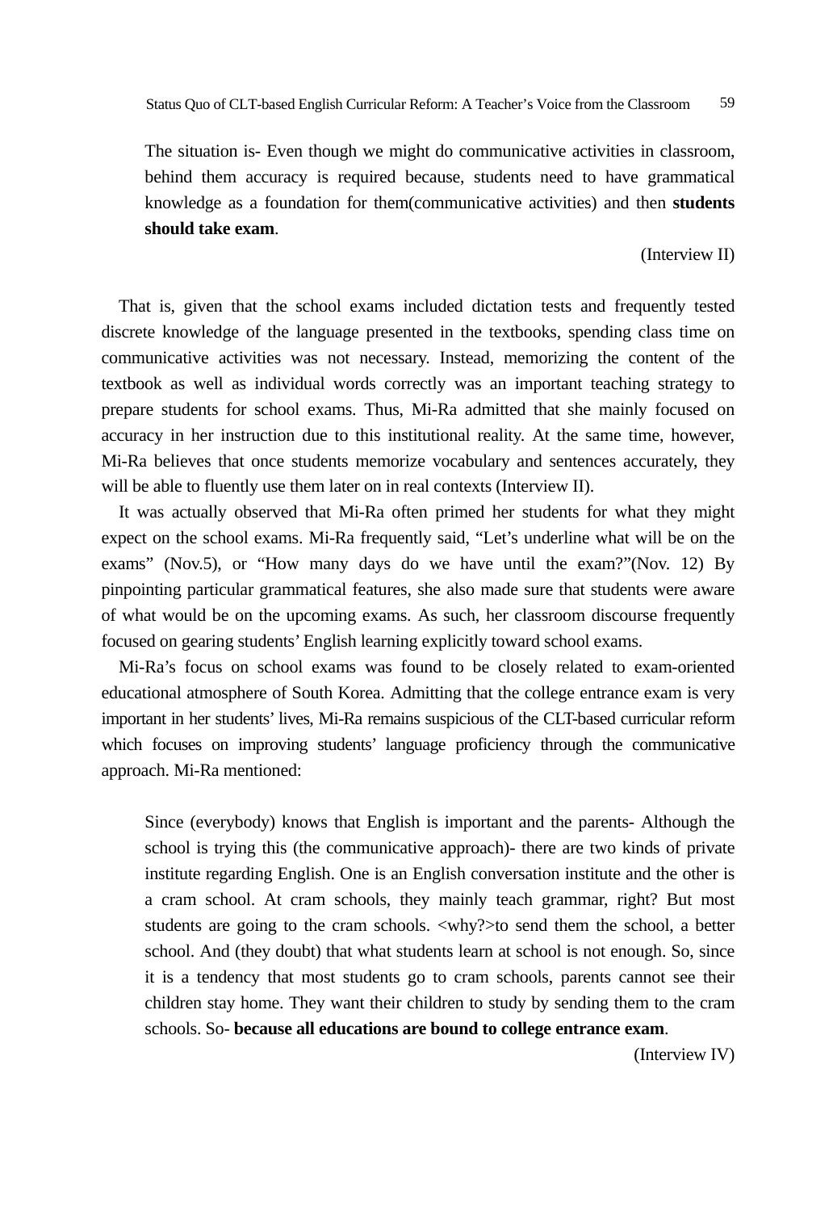> The situation is- Even though we might do communicative activities in classroom, behind them accuracy is required because, students need to have grammatical knowledge as a foundation for them(communicative activities) and then **students should take exam**.
>
> (Interview II)

That is, given that the school exams included dictation tests and frequently tested discrete knowledge of the language presented in the textbooks, spending class time on communicative activities was not necessary. Instead, memorizing the content of the textbook as well as individual words correctly was an important teaching strategy to prepare students for school exams. Thus, Mi-Ra admitted that she mainly focused on accuracy in her instruction due to this institutional reality. At the same time, however, Mi-Ra believes that once students memorize vocabulary and sentences accurately, they will be able to fluently use them later on in real contexts (Interview II).

It was actually observed that Mi-Ra often primed her students for what they might expect on the school exams. Mi-Ra frequently said, "Let's underline what will be on the exams" (Nov.5), or "How many days do we have until the exam?"(Nov. 12) By pinpointing particular grammatical features, she also made sure that students were aware of what would be on the upcoming exams. As such, her classroom discourse frequently focused on gearing students' English learning explicitly toward school exams.

Mi-Ra's focus on school exams was found to be closely related to exam-oriented educational atmosphere of South Korea. Admitting that the college entrance exam is very important in her students' lives, Mi-Ra remains suspicious of the CLT-based curricular reform which focuses on improving students' language proficiency through the communicative approach. Mi-Ra mentioned:

> Since (everybody) knows that English is important and the parents- Although the school is trying this (the communicative approach)- there are two kinds of private institute regarding English. One is an English conversation institute and the other is a cram school. At cram schools, they mainly teach grammar, right? But most students are going to the cram schools. <why?>to send them the school, a better school. And (they doubt) that what students learn at school is not enough. So, since it is a tendency that most students go to cram schools, parents cannot see their children stay home. They want their children to study by sending them to the cram schools. So- **because all educations are bound to college entrance exam**.
>
> (Interview IV)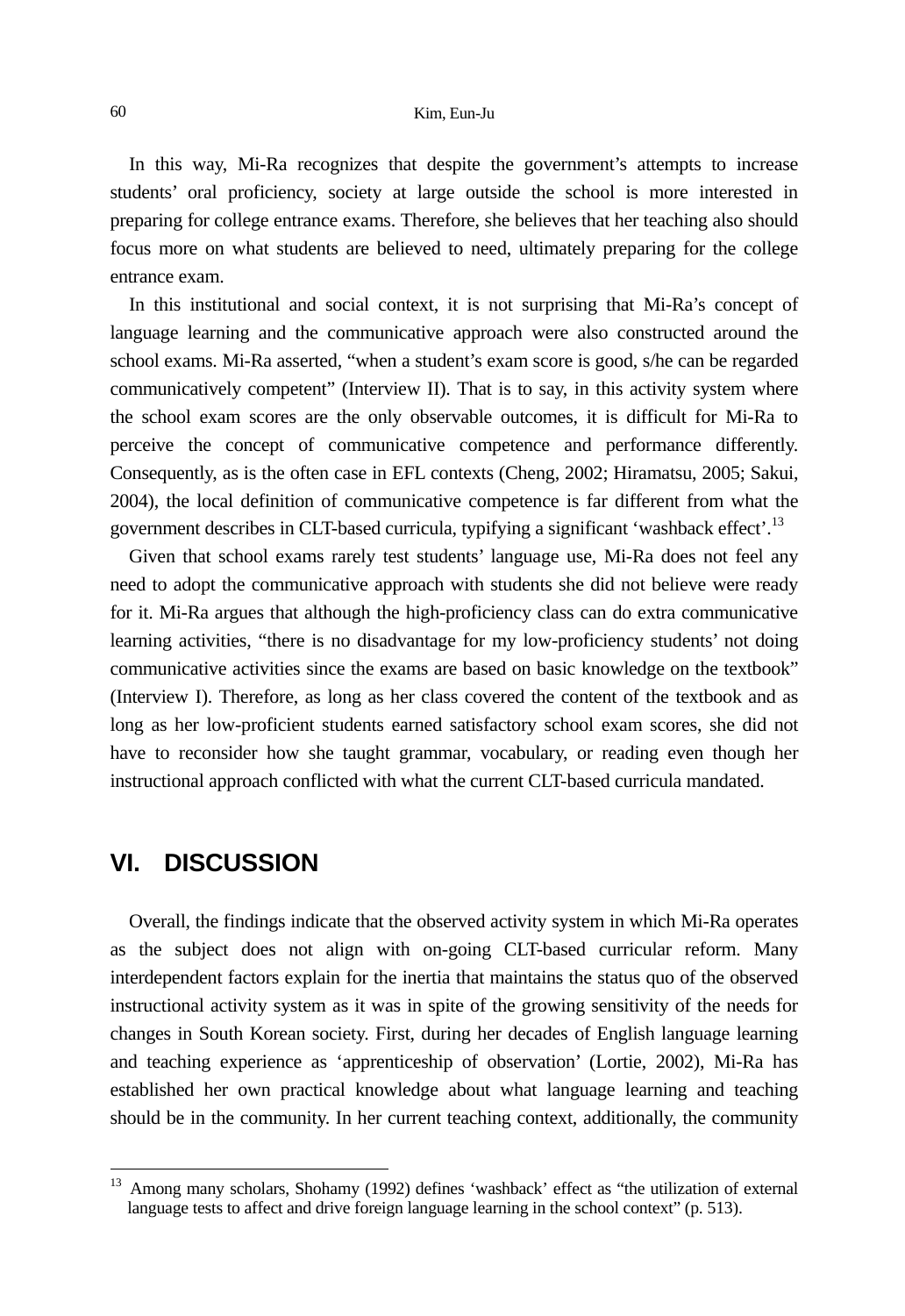In this way, Mi-Ra recognizes that despite the government's attempts to increase students' oral proficiency, society at large outside the school is more interested in preparing for college entrance exams. Therefore, she believes that her teaching also should focus more on what students are believed to need, ultimately preparing for the college entrance exam.

In this institutional and social context, it is not surprising that Mi-Ra's concept of language learning and the communicative approach were also constructed around the school exams. Mi-Ra asserted, "when a student's exam score is good, s/he can be regarded communicatively competent" (Interview II). That is to say, in this activity system where the school exam scores are the only observable outcomes, it is difficult for Mi-Ra to perceive the concept of communicative competence and performance differently. Consequently, as is the often case in EFL contexts (Cheng, 2002; Hiramatsu, 2005; Sakui, 2004), the local definition of communicative competence is far different from what the government describes in CLT-based curricula, typifying a significant 'washback effect'.[13]

Given that school exams rarely test students' language use, Mi-Ra does not feel any need to adopt the communicative approach with students she did not believe were ready for it. Mi-Ra argues that although the high-proficiency class can do extra communicative learning activities, "there is no disadvantage for my low-proficiency students' not doing communicative activities since the exams are based on basic knowledge on the textbook" (Interview I). Therefore, as long as her class covered the content of the textbook and as long as her low-proficient students earned satisfactory school exam scores, she did not have to reconsider how she taught grammar, vocabulary, or reading even though her instructional approach conflicted with what the current CLT-based curricula mandated.

## VI. DISCUSSION

Overall, the findings indicate that the observed activity system in which Mi-Ra operates as the subject does not align with on-going CLT-based curricular reform. Many interdependent factors explain for the inertia that maintains the status quo of the observed instructional activity system as it was in spite of the growing sensitivity of the needs for changes in South Korean society. First, during her decades of English language learning and teaching experience as 'apprenticeship of observation' (Lortie, 2002), Mi-Ra has established her own practical knowledge about what language learning and teaching should be in the community. In her current teaching context, additionally, the community

---

[13] Among many scholars, Shohamy (1992) defines 'washback' effect as "the utilization of external language tests to affect and drive foreign language learning in the school context" (p. 513).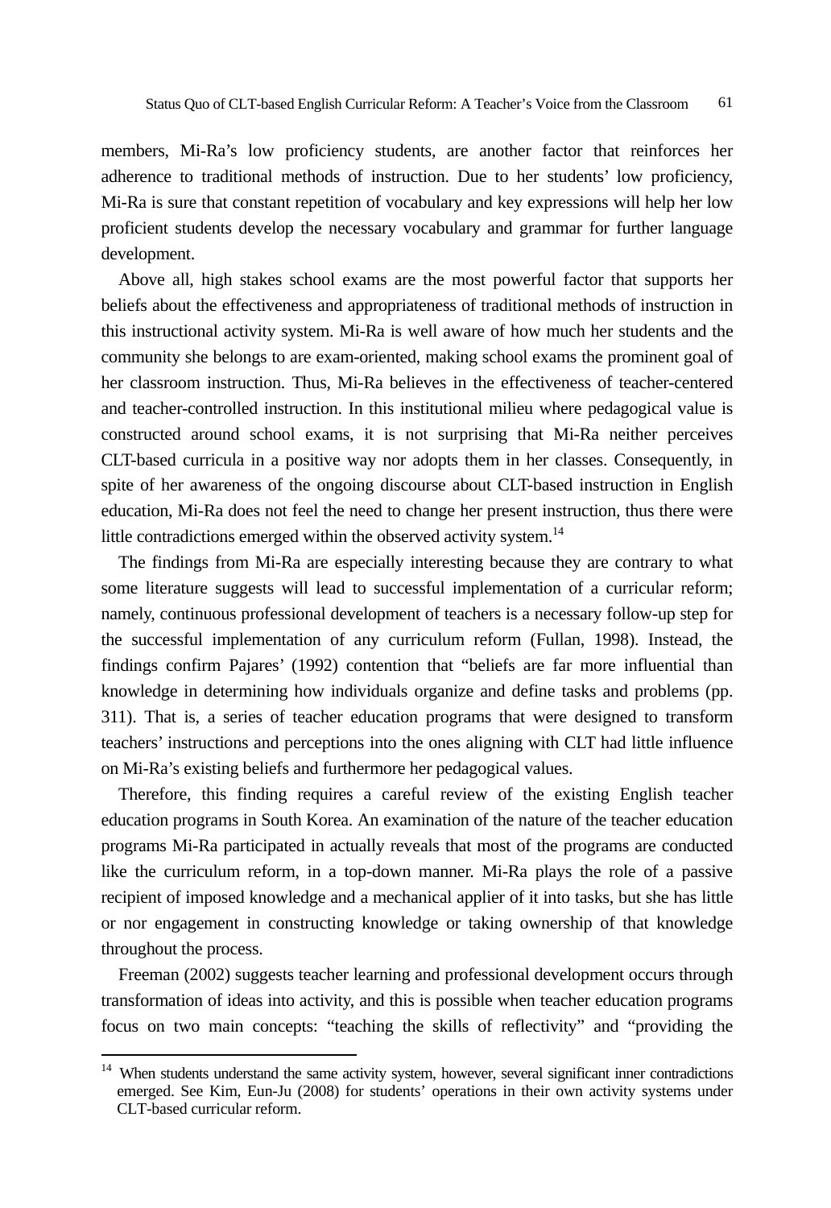members, Mi-Ra's low proficiency students, are another factor that reinforces her adherence to traditional methods of instruction. Due to her students' low proficiency, Mi-Ra is sure that constant repetition of vocabulary and key expressions will help her low proficient students develop the necessary vocabulary and grammar for further language development.

Above all, high stakes school exams are the most powerful factor that supports her beliefs about the effectiveness and appropriateness of traditional methods of instruction in this instructional activity system. Mi-Ra is well aware of how much her students and the community she belongs to are exam-oriented, making school exams the prominent goal of her classroom instruction. Thus, Mi-Ra believes in the effectiveness of teacher-centered and teacher-controlled instruction. In this institutional milieu where pedagogical value is constructed around school exams, it is not surprising that Mi-Ra neither perceives CLT-based curricula in a positive way nor adopts them in her classes. Consequently, in spite of her awareness of the ongoing discourse about CLT-based instruction in English education, Mi-Ra does not feel the need to change her present instruction, thus there were little contradictions emerged within the observed activity system.[14]

The findings from Mi-Ra are especially interesting because they are contrary to what some literature suggests will lead to successful implementation of a curricular reform; namely, continuous professional development of teachers is a necessary follow-up step for the successful implementation of any curriculum reform (Fullan, 1998). Instead, the findings confirm Pajares' (1992) contention that "beliefs are far more influential than knowledge in determining how individuals organize and define tasks and problems (pp. 311). That is, a series of teacher education programs that were designed to transform teachers' instructions and perceptions into the ones aligning with CLT had little influence on Mi-Ra's existing beliefs and furthermore her pedagogical values.

Therefore, this finding requires a careful review of the existing English teacher education programs in South Korea. An examination of the nature of the teacher education programs Mi-Ra participated in actually reveals that most of the programs are conducted like the curriculum reform, in a top-down manner. Mi-Ra plays the role of a passive recipient of imposed knowledge and a mechanical applier of it into tasks, but she has little or nor engagement in constructing knowledge or taking ownership of that knowledge throughout the process.

Freeman (2002) suggests teacher learning and professional development occurs through transformation of ideas into activity, and this is possible when teacher education programs focus on two main concepts: "teaching the skills of reflectivity" and "providing the

---

[14] When students understand the same activity system, however, several significant inner contradictions emerged. See Kim, Eun-Ju (2008) for students' operations in their own activity systems under CLT-based curricular reform.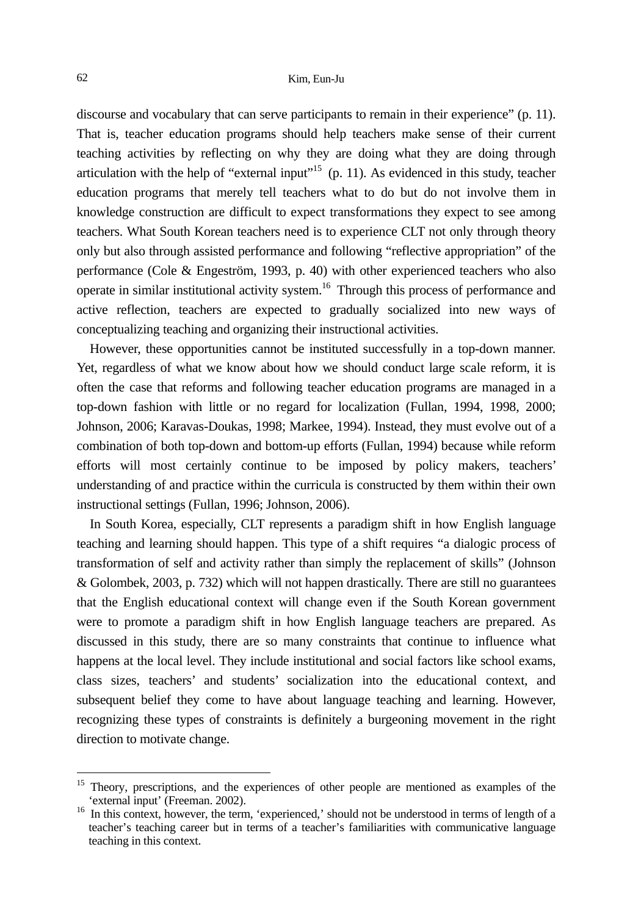discourse and vocabulary that can serve participants to remain in their experience" (p. 11). That is, teacher education programs should help teachers make sense of their current teaching activities by reflecting on why they are doing what they are doing through articulation with the help of "external input"[15] (p. 11). As evidenced in this study, teacher education programs that merely tell teachers what to do but do not involve them in knowledge construction are difficult to expect transformations they expect to see among teachers. What South Korean teachers need is to experience CLT not only through theory only but also through assisted performance and following "reflective appropriation" of the performance (Cole & Engeström, 1993, p. 40) with other experienced teachers who also operate in similar institutional activity system.[16] Through this process of performance and active reflection, teachers are expected to gradually socialized into new ways of conceptualizing teaching and organizing their instructional activities.

However, these opportunities cannot be instituted successfully in a top-down manner. Yet, regardless of what we know about how we should conduct large scale reform, it is often the case that reforms and following teacher education programs are managed in a top-down fashion with little or no regard for localization (Fullan, 1994, 1998, 2000; Johnson, 2006; Karavas-Doukas, 1998; Markee, 1994). Instead, they must evolve out of a combination of both top-down and bottom-up efforts (Fullan, 1994) because while reform efforts will most certainly continue to be imposed by policy makers, teachers' understanding of and practice within the curricula is constructed by them within their own instructional settings (Fullan, 1996; Johnson, 2006).

In South Korea, especially, CLT represents a paradigm shift in how English language teaching and learning should happen. This type of a shift requires "a dialogic process of transformation of self and activity rather than simply the replacement of skills" (Johnson & Golombek, 2003, p. 732) which will not happen drastically. There are still no guarantees that the English educational context will change even if the South Korean government were to promote a paradigm shift in how English language teachers are prepared. As discussed in this study, there are so many constraints that continue to influence what happens at the local level. They include institutional and social factors like school exams, class sizes, teachers' and students' socialization into the educational context, and subsequent belief they come to have about language teaching and learning. However, recognizing these types of constraints is definitely a burgeoning movement in the right direction to motivate change.

---

[15] Theory, prescriptions, and the experiences of other people are mentioned as examples of the 'external input' (Freeman. 2002).

[16] In this context, however, the term, 'experienced,' should not be understood in terms of length of a teacher's teaching career but in terms of a teacher's familiarities with communicative language teaching in this context.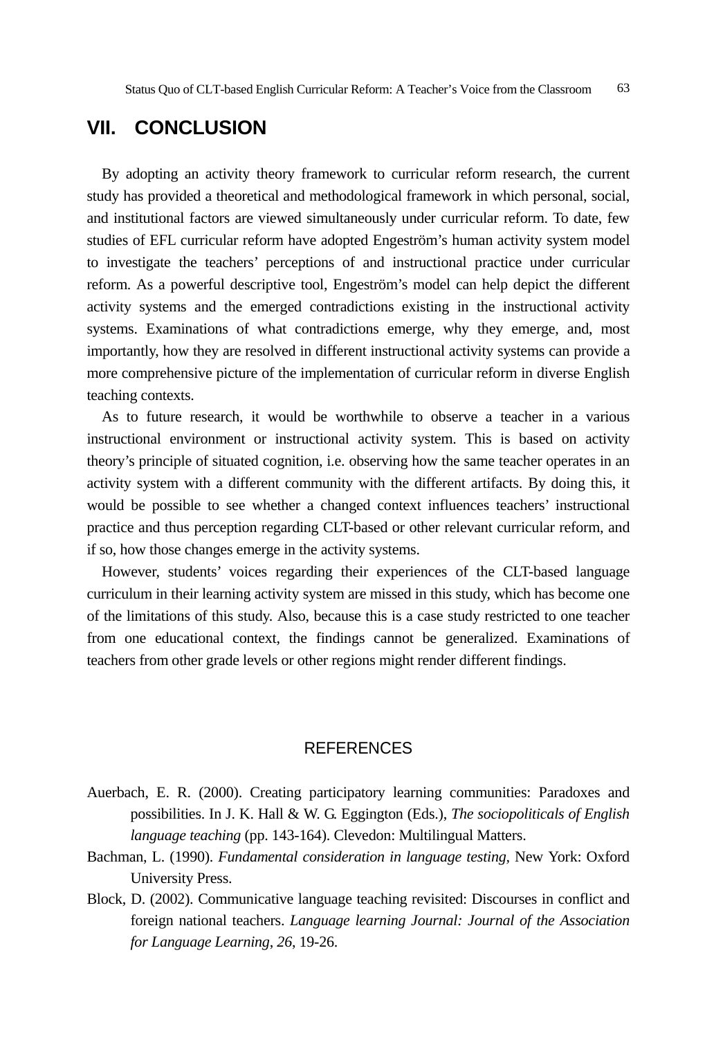## VII. CONCLUSION

By adopting an activity theory framework to curricular reform research, the current study has provided a theoretical and methodological framework in which personal, social, and institutional factors are viewed simultaneously under curricular reform. To date, few studies of EFL curricular reform have adopted Engeström's human activity system model to investigate the teachers' perceptions of and instructional practice under curricular reform. As a powerful descriptive tool, Engeström's model can help depict the different activity systems and the emerged contradictions existing in the instructional activity systems. Examinations of what contradictions emerge, why they emerge, and, most importantly, how they are resolved in different instructional activity systems can provide a more comprehensive picture of the implementation of curricular reform in diverse English teaching contexts.

As to future research, it would be worthwhile to observe a teacher in a various instructional environment or instructional activity system. This is based on activity theory's principle of situated cognition, i.e. observing how the same teacher operates in an activity system with a different community with the different artifacts. By doing this, it would be possible to see whether a changed context influences teachers' instructional practice and thus perception regarding CLT-based or other relevant curricular reform, and if so, how those changes emerge in the activity systems.

However, students' voices regarding their experiences of the CLT-based language curriculum in their learning activity system are missed in this study, which has become one of the limitations of this study. Also, because this is a case study restricted to one teacher from one educational context, the findings cannot be generalized. Examinations of teachers from other grade levels or other regions might render different findings.

## REFERENCES

Auerbach, E. R. (2000). Creating participatory learning communities: Paradoxes and possibilities. In J. K. Hall & W. G. Eggington (Eds.), *The sociopoliticals of English language teaching* (pp. 143-164). Clevedon: Multilingual Matters.

Bachman, L. (1990). *Fundamental consideration in language testing*, New York: Oxford University Press.

Block, D. (2002). Communicative language teaching revisited: Discourses in conflict and foreign national teachers. *Language learning Journal: Journal of the Association for Language Learning, 26*, 19-26.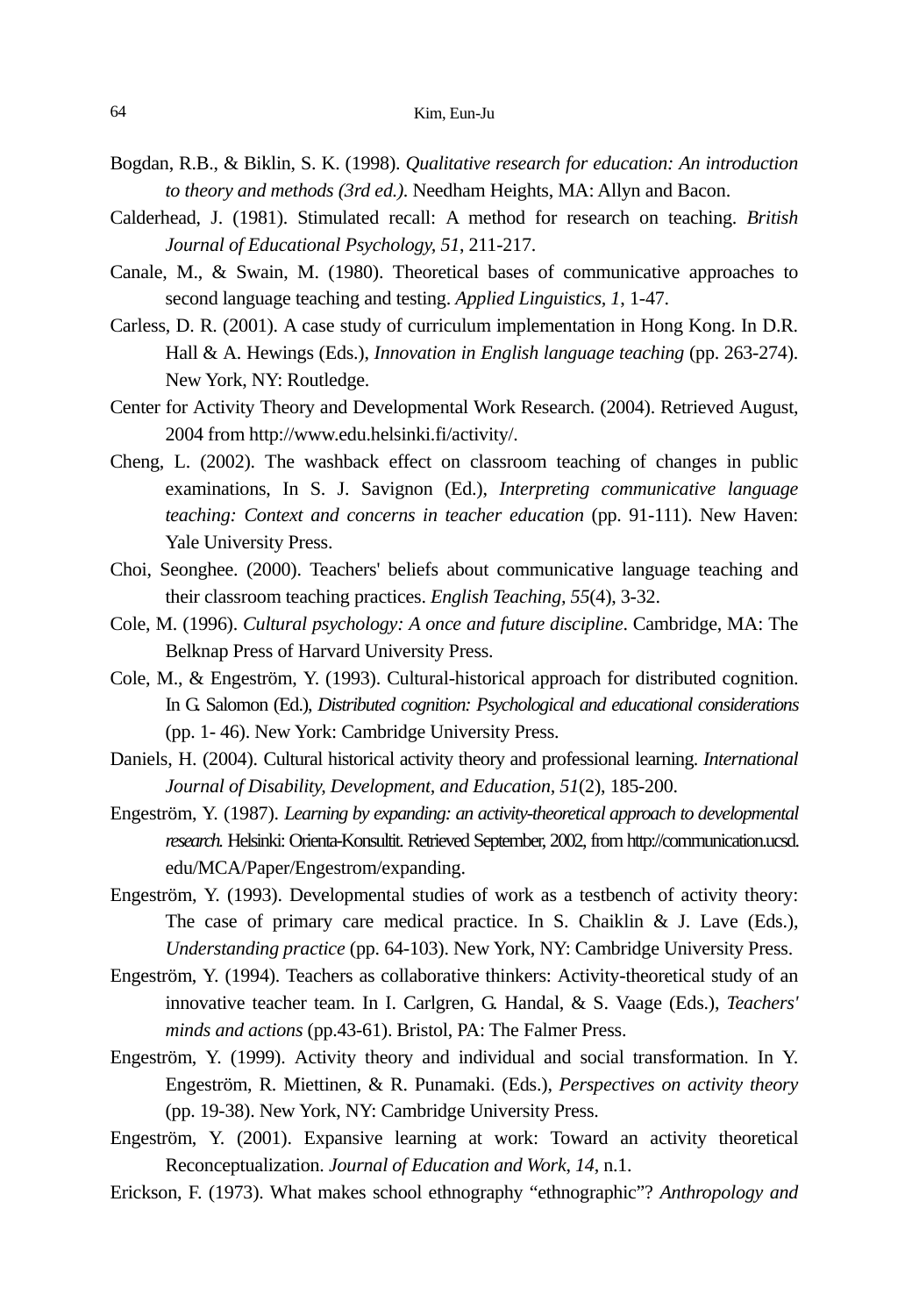Bogdan, R.B., & Biklin, S. K. (1998). *Qualitative research for education: An introduction to theory and methods (3rd ed.)*. Needham Heights, MA: Allyn and Bacon.

Calderhead, J. (1981). Stimulated recall: A method for research on teaching. *British Journal of Educational Psychology, 51*, 211-217.

Canale, M., & Swain, M. (1980). Theoretical bases of communicative approaches to second language teaching and testing. *Applied Linguistics*, *1*, 1-47.

Carless, D. R. (2001). A case study of curriculum implementation in Hong Kong. In D.R. Hall & A. Hewings (Eds.), *Innovation in English language teaching* (pp. 263-274). New York, NY: Routledge.

Center for Activity Theory and Developmental Work Research. (2004). Retrieved August, 2004 from http://www.edu.helsinki.fi/activity/.

Cheng, L. (2002). The washback effect on classroom teaching of changes in public examinations, In S. J. Savignon (Ed.), *Interpreting communicative language teaching: Context and concerns in teacher education* (pp. 91-111). New Haven: Yale University Press.

Choi, Seonghee. (2000). Teachers' beliefs about communicative language teaching and their classroom teaching practices. *English Teaching*, *55*(4), 3-32.

Cole, M. (1996). *Cultural psychology: A once and future discipline*. Cambridge, MA: The Belknap Press of Harvard University Press.

Cole, M., & Engeström, Y. (1993). Cultural-historical approach for distributed cognition. In G. Salomon (Ed.), *Distributed cognition: Psychological and educational considerations* (pp. 1- 46). New York: Cambridge University Press.

Daniels, H. (2004). Cultural historical activity theory and professional learning. *International Journal of Disability, Development, and Education, 51*(2), 185-200.

Engeström, Y. (1987). *Learning by expanding: an activity-theoretical approach to developmental research*. Helsinki: Orienta-Konsultit. Retrieved September, 2002, from http://communication.ucsd.edu/MCA/Paper/Engestrom/expanding.

Engeström, Y. (1993). Developmental studies of work as a testbench of activity theory: The case of primary care medical practice. In S. Chaiklin & J. Lave (Eds.), *Understanding practice* (pp. 64-103). New York, NY: Cambridge University Press.

Engeström, Y. (1994). Teachers as collaborative thinkers: Activity-theoretical study of an innovative teacher team. In I. Carlgren, G. Handal, & S. Vaage (Eds.), *Teachers' minds and actions* (pp.43-61). Bristol, PA: The Falmer Press.

Engeström, Y. (1999). Activity theory and individual and social transformation. In Y. Engeström, R. Miettinen, & R. Punamaki. (Eds.), *Perspectives on activity theory* (pp. 19-38). New York, NY: Cambridge University Press.

Engeström, Y. (2001). Expansive learning at work: Toward an activity theoretical Reconceptualization. *Journal of Education and Work*, *14*, n.1.

Erickson, F. (1973). What makes school ethnography "ethnographic"? *Anthropology and*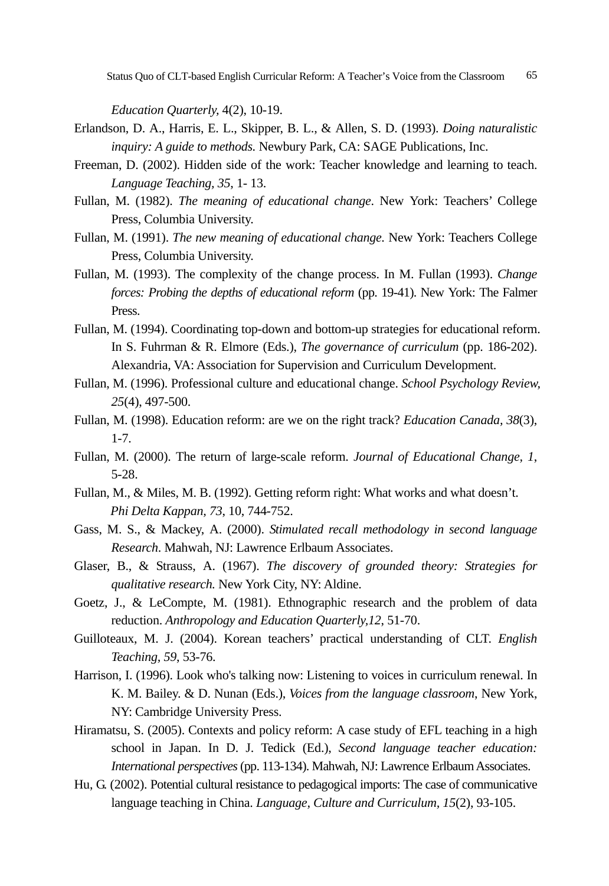*Education Quarterly*, 4(2), 10-19.

Erlandson, D. A., Harris, E. L., Skipper, B. L., & Allen, S. D. (1993). *Doing naturalistic inquiry: A guide to methods.* Newbury Park, CA: SAGE Publications, Inc.

Freeman, D. (2002). Hidden side of the work: Teacher knowledge and learning to teach. *Language Teaching, 35*, 1- 13.

Fullan, M. (1982). *The meaning of educational change*. New York: Teachers' College Press, Columbia University.

Fullan, M. (1991). *The new meaning of educational change*. New York: Teachers College Press, Columbia University.

Fullan, M. (1993). The complexity of the change process. In M. Fullan (1993). *Change forces: Probing the depths of educational reform* (pp. 19-41). New York: The Falmer Press.

Fullan, M. (1994). Coordinating top-down and bottom-up strategies for educational reform. In S. Fuhrman & R. Elmore (Eds.), *The governance of curriculum* (pp. 186-202). Alexandria, VA: Association for Supervision and Curriculum Development.

Fullan, M. (1996). Professional culture and educational change. *School Psychology Review, 25*(4), 497-500.

Fullan, M. (1998). Education reform: are we on the right track? *Education Canada, 38*(3), 1-7.

Fullan, M. (2000). The return of large-scale reform. *Journal of Educational Change, 1*, 5-28.

Fullan, M., & Miles, M. B. (1992). Getting reform right: What works and what doesn't. *Phi Delta Kappan, 73*, 10, 744-752.

Gass, M. S., & Mackey, A. (2000). *Stimulated recall methodology in second language Research*. Mahwah, NJ: Lawrence Erlbaum Associates.

Glaser, B., & Strauss, A. (1967). *The discovery of grounded theory: Strategies for qualitative research.* New York City, NY: Aldine.

Goetz, J., & LeCompte, M. (1981). Ethnographic research and the problem of data reduction. *Anthropology and Education Quarterly,12*, 51-70.

Guilloteaux, M. J. (2004). Korean teachers' practical understanding of CLT. *English Teaching, 59*, 53-76.

Harrison, I. (1996). Look who's talking now: Listening to voices in curriculum renewal. In K. M. Bailey. & D. Nunan (Eds.), *Voices from the language classroom*, New York, NY: Cambridge University Press.

Hiramatsu, S. (2005). Contexts and policy reform: A case study of EFL teaching in a high school in Japan. In D. J. Tedick (Ed.), *Second language teacher education: International perspectives* (pp. 113-134). Mahwah, NJ: Lawrence Erlbaum Associates.

Hu, G. (2002). Potential cultural resistance to pedagogical imports: The case of communicative language teaching in China. *Language, Culture and Curriculum, 15*(2), 93-105.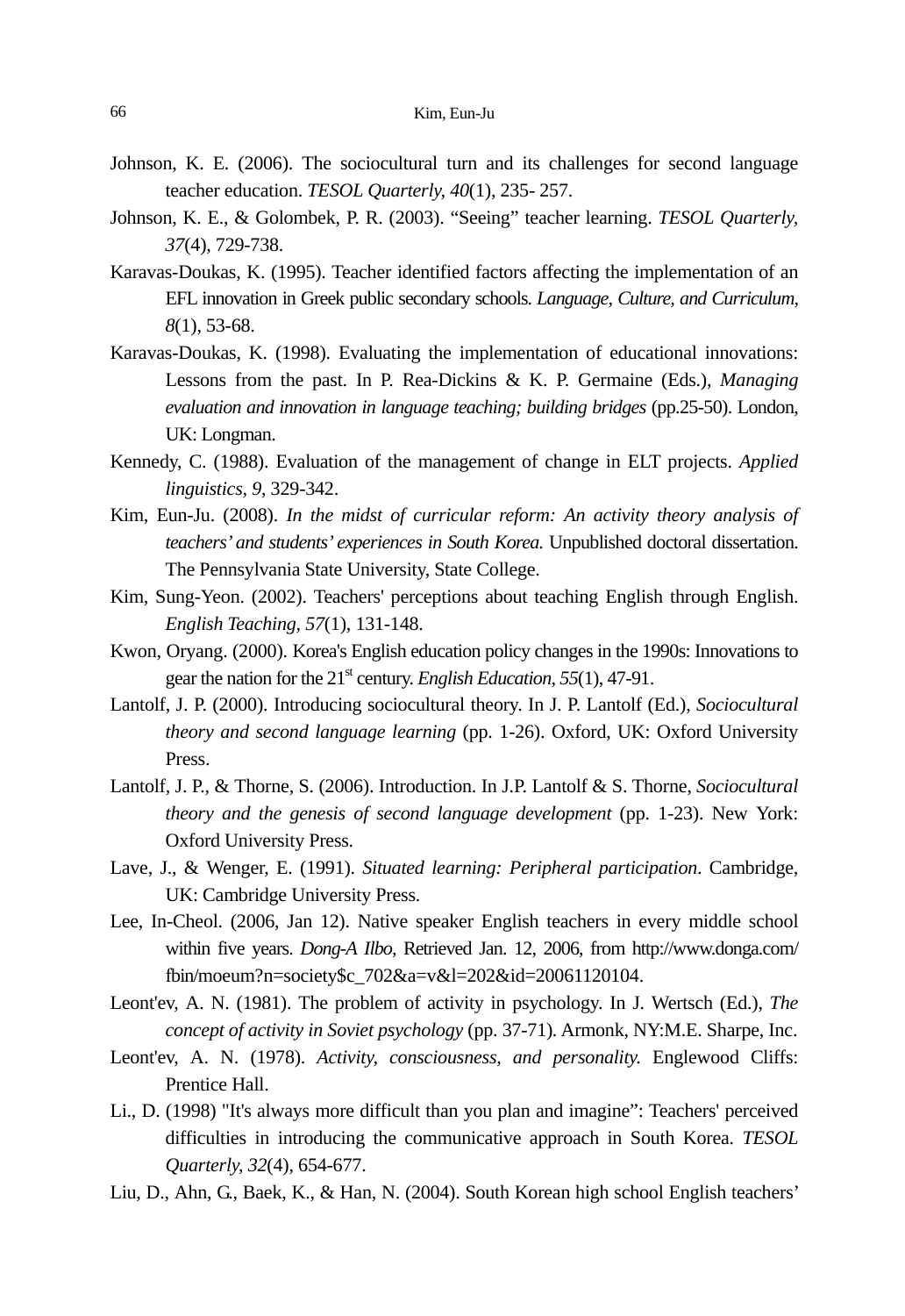Johnson, K. E. (2006). The sociocultural turn and its challenges for second language teacher education. *TESOL Quarterly, 40*(1), 235- 257.

Johnson, K. E., & Golombek, P. R. (2003). “Seeing” teacher learning. *TESOL Quarterly, 37*(4), 729-738.

Karavas-Doukas, K. (1995). Teacher identified factors affecting the implementation of an EFL innovation in Greek public secondary schools. *Language, Culture, and Curriculum, 8*(1), 53-68.

Karavas-Doukas, K. (1998). Evaluating the implementation of educational innovations: Lessons from the past. In P. Rea-Dickins & K. P. Germaine (Eds.), *Managing evaluation and innovation in language teaching; building bridges* (pp.25-50). London, UK: Longman.

Kennedy, C. (1988). Evaluation of the management of change in ELT projects. *Applied linguistics, 9*, 329-342.

Kim, Eun-Ju. (2008). *In the midst of curricular reform: An activity theory analysis of teachers’ and students’ experiences in South Korea.* Unpublished doctoral dissertation. The Pennsylvania State University, State College.

Kim, Sung-Yeon. (2002). Teachers' perceptions about teaching English through English. *English Teaching, 57*(1), 131-148.

Kwon, Oryang. (2000). Korea's English education policy changes in the 1990s: Innovations to gear the nation for the 21st century. *English Education, 55*(1), 47-91.

Lantolf, J. P. (2000). Introducing sociocultural theory. In J. P. Lantolf (Ed.), *Sociocultural theory and second language learning* (pp. 1-26). Oxford, UK: Oxford University Press.

Lantolf, J. P., & Thorne, S. (2006). Introduction. In J.P. Lantolf & S. Thorne, *Sociocultural theory and the genesis of second language development* (pp. 1-23). New York: Oxford University Press.

Lave, J., & Wenger, E. (1991). *Situated learning: Peripheral participation*. Cambridge, UK: Cambridge University Press.

Lee, In-Cheol. (2006, Jan 12). Native speaker English teachers in every middle school within five years. *Dong-A Ilbo*, Retrieved Jan. 12, 2006, from http://www.donga.com/fbin/moeum?n=society$c_702&a=v&l=202&id=20061120104.

Leont'ev, A. N. (1981). The problem of activity in psychology. In J. Wertsch (Ed.), *The concept of activity in Soviet psychology* (pp. 37-71). Armonk, NY:M.E. Sharpe, Inc.

Leont'ev, A. N. (1978). *Activity, consciousness, and personality.* Englewood Cliffs: Prentice Hall.

Li., D. (1998) "It's always more difficult than you plan and imagine”: Teachers' perceived difficulties in introducing the communicative approach in South Korea. *TESOL Quarterly, 32*(4), 654-677.

Liu, D., Ahn, G., Baek, K., & Han, N. (2004). South Korean high school English teachers’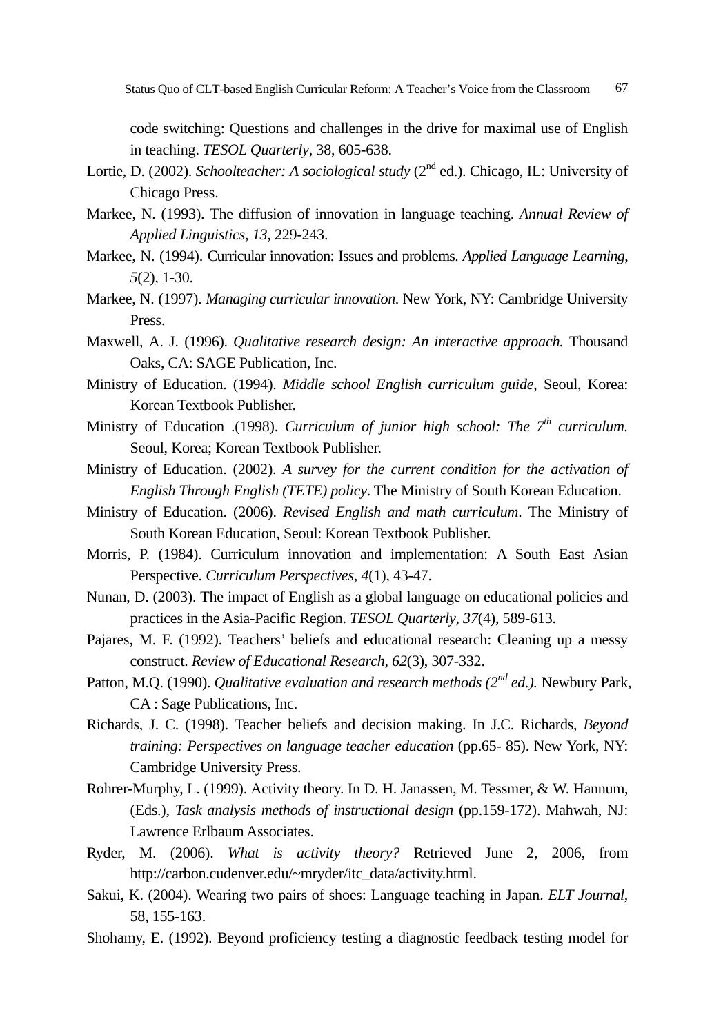code switching: Questions and challenges in the drive for maximal use of English in teaching. *TESOL Quarterly*, 38, 605-638.

Lortie, D. (2002). *Schoolteacher: A sociological study* (2nd ed.). Chicago, IL: University of Chicago Press.

Markee, N. (1993). The diffusion of innovation in language teaching. *Annual Review of Applied Linguistics*, *13*, 229-243.

Markee, N. (1994). Curricular innovation: Issues and problems. *Applied Language Learning*, *5*(2), 1-30.

Markee, N. (1997). *Managing curricular innovation*. New York, NY: Cambridge University Press.

Maxwell, A. J. (1996). *Qualitative research design: An interactive approach.* Thousand Oaks, CA: SAGE Publication, Inc.

Ministry of Education. (1994). *Middle school English curriculum guide*, Seoul, Korea: Korean Textbook Publisher.

Ministry of Education .(1998). *Curriculum of junior high school: The 7th curriculum.* Seoul, Korea; Korean Textbook Publisher.

Ministry of Education. (2002). *A survey for the current condition for the activation of English Through English (TETE) policy*. The Ministry of South Korean Education.

Ministry of Education. (2006). *Revised English and math curriculum*. The Ministry of South Korean Education, Seoul: Korean Textbook Publisher.

Morris, P. (1984). Curriculum innovation and implementation: A South East Asian Perspective. *Curriculum Perspectives*, *4*(1), 43-47.

Nunan, D. (2003). The impact of English as a global language on educational policies and practices in the Asia-Pacific Region. *TESOL Quarterly*, *37*(4), 589-613.

Pajares, M. F. (1992). Teachers' beliefs and educational research: Cleaning up a messy construct. *Review of Educational Research*, *62*(3), 307-332.

Patton, M.Q. (1990). *Qualitative evaluation and research methods (2nd ed.).* Newbury Park, CA : Sage Publications, Inc.

Richards, J. C. (1998). Teacher beliefs and decision making. In J.C. Richards, *Beyond training: Perspectives on language teacher education* (pp.65- 85). New York, NY: Cambridge University Press.

Rohrer-Murphy, L. (1999). Activity theory. In D. H. Janassen, M. Tessmer, & W. Hannum, (Eds.), *Task analysis methods of instructional design* (pp.159-172). Mahwah, NJ: Lawrence Erlbaum Associates.

Ryder, M. (2006). *What is activity theory?* Retrieved June 2, 2006, from http://carbon.cudenver.edu/~mryder/itc_data/activity.html.

Sakui, K. (2004). Wearing two pairs of shoes: Language teaching in Japan. *ELT Journal*, 58, 155-163.

Shohamy, E. (1992). Beyond proficiency testing a diagnostic feedback testing model for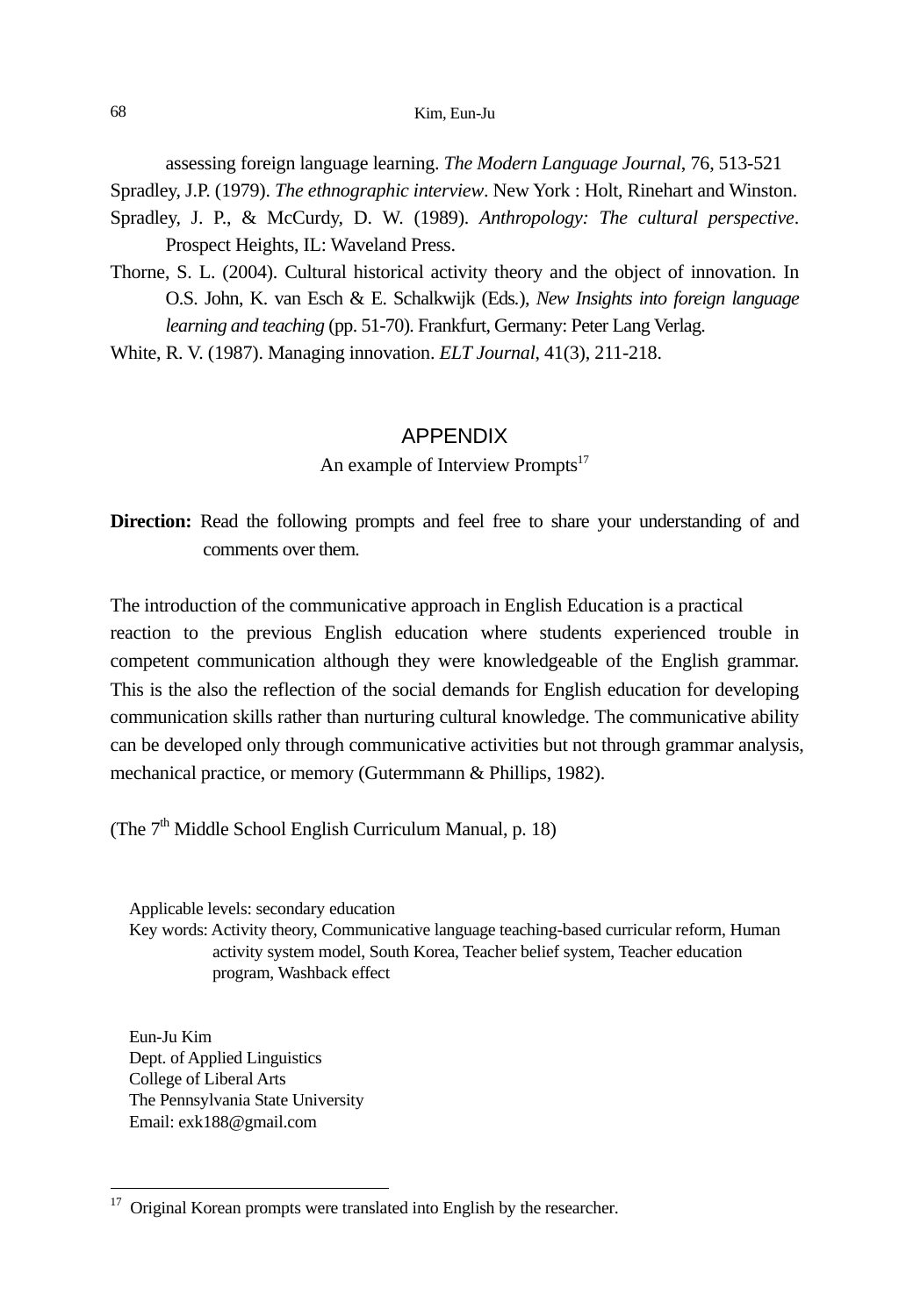assessing foreign language learning. *The Modern Language Journal*, 76, 513-521

Spradley, J.P. (1979). *The ethnographic interview*. New York : Holt, Rinehart and Winston.

Spradley, J. P., & McCurdy, D. W. (1989). *Anthropology: The cultural perspective*. Prospect Heights, IL: Waveland Press.

Thorne, S. L. (2004). Cultural historical activity theory and the object of innovation. In O.S. John, K. van Esch & E. Schalkwijk (Eds.), *New Insights into foreign language learning and teaching* (pp. 51-70). Frankfurt, Germany: Peter Lang Verlag.

White, R. V. (1987). Managing innovation. *ELT Journal*, 41(3), 211-218.

## APPENDIX

An example of Interview Prompts[17]

**Direction:** Read the following prompts and feel free to share your understanding of and comments over them.

The introduction of the communicative approach in English Education is a practical reaction to the previous English education where students experienced trouble in competent communication although they were knowledgeable of the English grammar. This is the also the reflection of the social demands for English education for developing communication skills rather than nurturing cultural knowledge. The communicative ability can be developed only through communicative activities but not through grammar analysis, mechanical practice, or memory (Gutermmann & Phillips, 1982).

(The 7th Middle School English Curriculum Manual, p. 18)

Applicable levels: secondary education

Key words: Activity theory, Communicative language teaching-based curricular reform, Human activity system model, South Korea, Teacher belief system, Teacher education program, Washback effect

Eun-Ju Kim
Dept. of Applied Linguistics
College of Liberal Arts
The Pennsylvania State University
Email: exk188@gmail.com

[17] Original Korean prompts were translated into English by the researcher.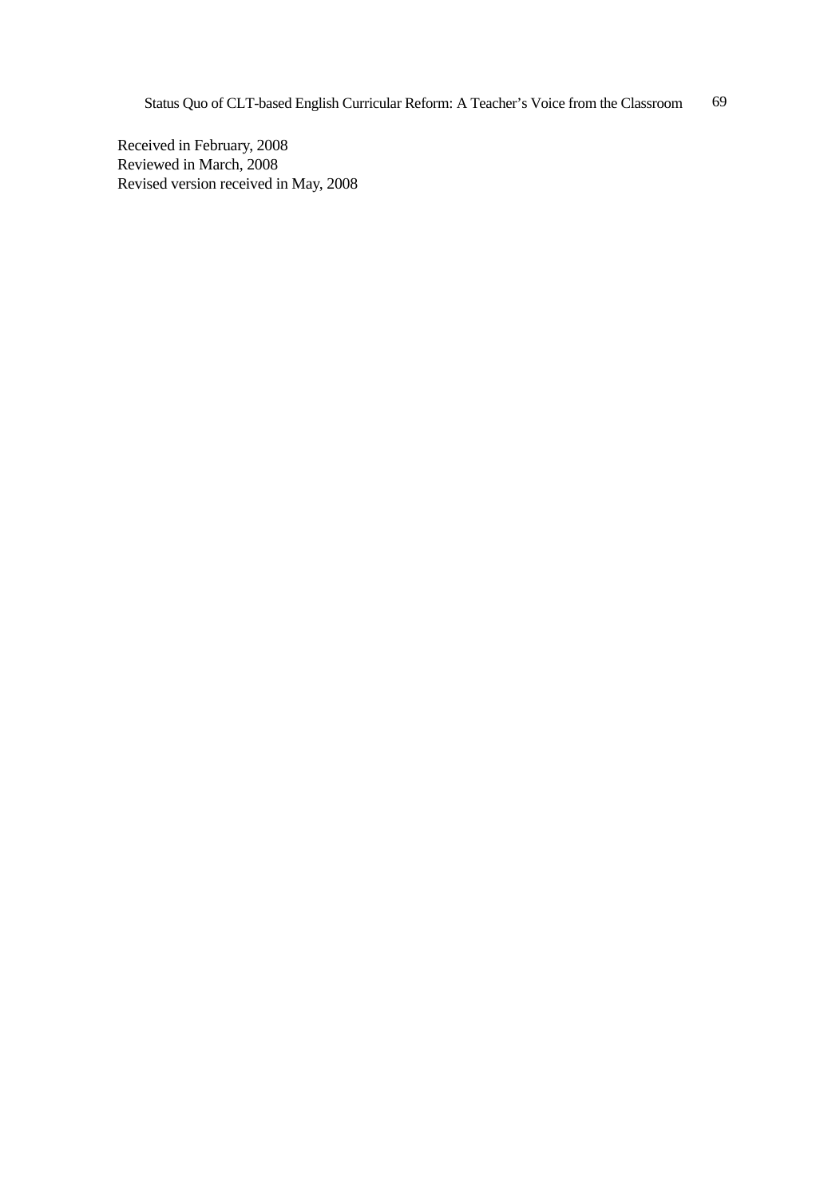Received in February, 2008
Reviewed in March, 2008
Revised version received in May, 2008